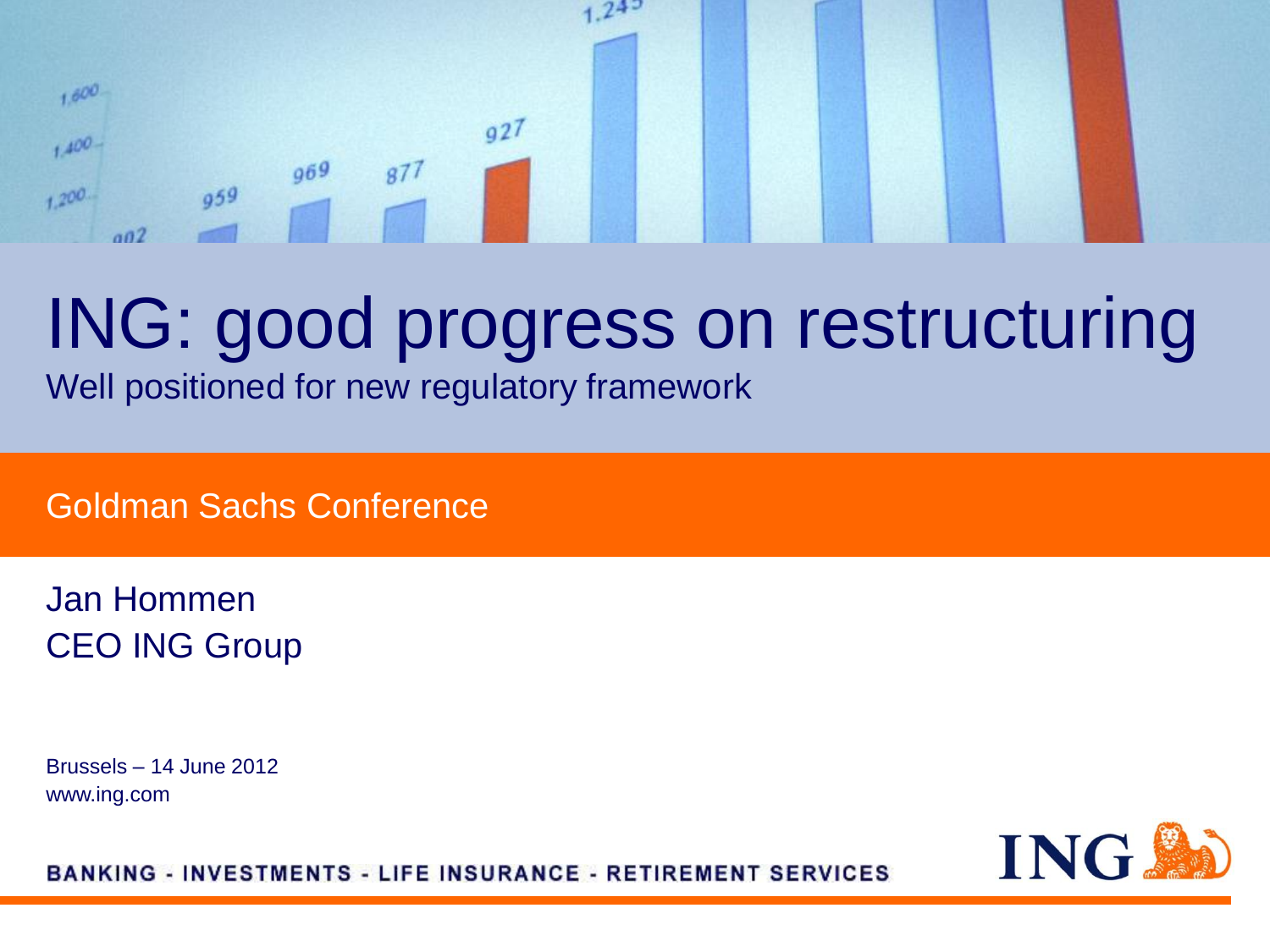# ING: good progress on restructuring

Well positioned for new regulatory framework

Goldman Sachs Conference

Jan Hommen
CEO ING Group

Brussels – 14 June 2012
www.ing.com

BANKING - INVESTMENTS - LIFE INSURANCE - RETIREMENT SERVICES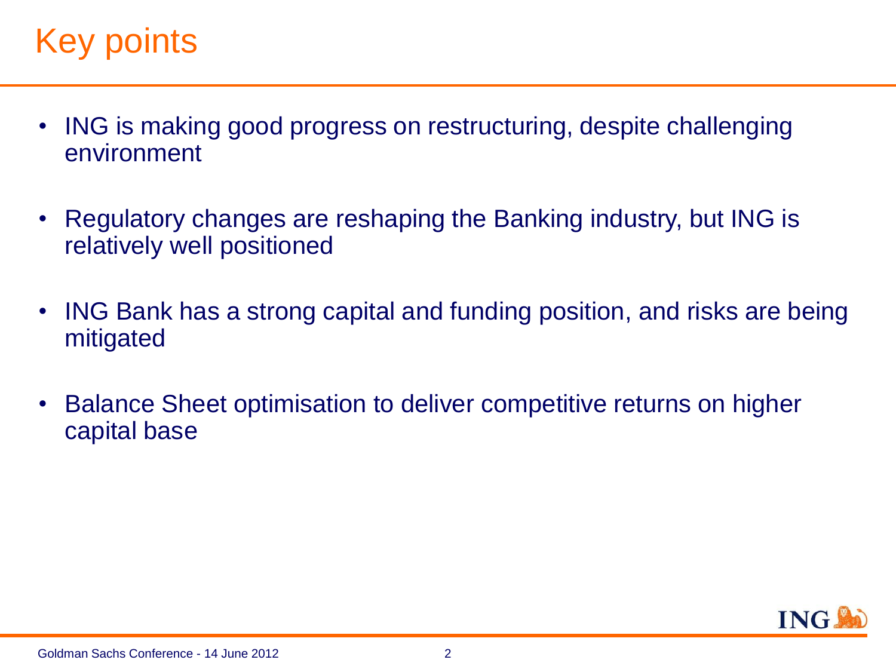# Key points

- ING is making good progress on restructuring, despite challenging environment
- Regulatory changes are reshaping the Banking industry, but ING is relatively well positioned
- ING Bank has a strong capital and funding position, and risks are being mitigated
- Balance Sheet optimisation to deliver competitive returns on higher capital base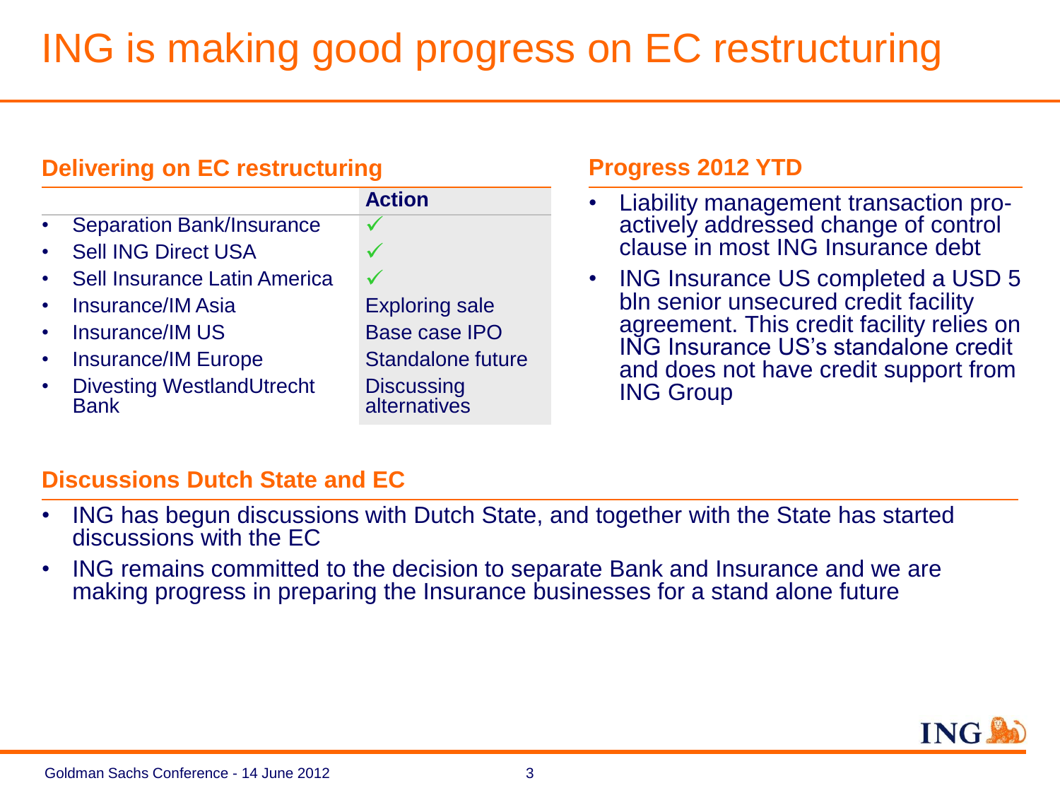# ING is making good progress on EC restructuring

## Delivering on EC restructuring

| | Action |
|---|---|
| • Separation Bank/Insurance | ✓ |
| • Sell ING Direct USA | ✓ |
| • Sell Insurance Latin America | ✓ |
| • Insurance/IM Asia | Exploring sale |
| • Insurance/IM US | Base case IPO |
| • Insurance/IM Europe | Standalone future |
| • Divesting WestlandUtrecht Bank | Discussing alternatives |

## Progress 2012 YTD

- Liability management transaction pro-actively addressed change of control clause in most ING Insurance debt
- ING Insurance US completed a USD 5 bln senior unsecured credit facility agreement. This credit facility relies on ING Insurance US's standalone credit and does not have credit support from ING Group

## Discussions Dutch State and EC

- ING has begun discussions with Dutch State, and together with the State has started discussions with the EC
- ING remains committed to the decision to separate Bank and Insurance and we are making progress in preparing the Insurance businesses for a stand alone future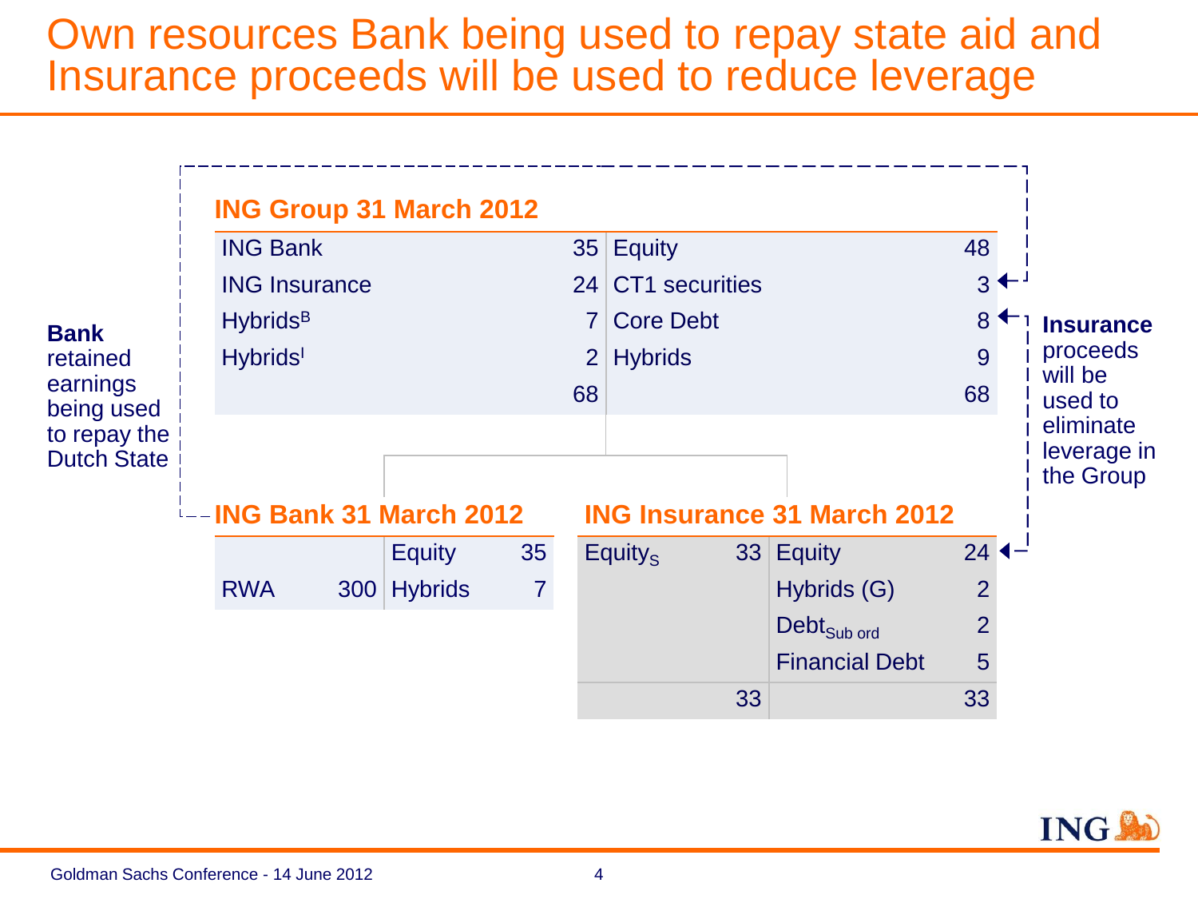# Own resources Bank being used to repay state aid and Insurance proceeds will be used to reduce leverage

**Bank** retained earnings being used to repay the Dutch State

**Insurance** proceeds will be used to eliminate leverage in the Group

### ING Group 31 March 2012

| | | | |
|---|---|---|---|
| ING Bank | 35 | Equity | 48 |
| ING Insurance | 24 | CT1 securities | 3 |
| Hybrids[B] | 7 | Core Debt | 8 |
| Hybrids[I] | 2 | Hybrids | 9 |
| | 68 | | 68 |

### ING Bank 31 March 2012

| | | | |
|---|---|---|---|
| | | Equity | 35 |
| RWA | 300 | Hybrids | 7 |

### ING Insurance 31 March 2012

| | | | |
|---|---|---|---|
| $Equity_S$ | 33 | Equity | 24 |
| | | Hybrids (G) | 2 |
| | | $Debt_{Sub\ ord}$ | 2 |
| | | Financial Debt | 5 |
| | 33 | | 33 |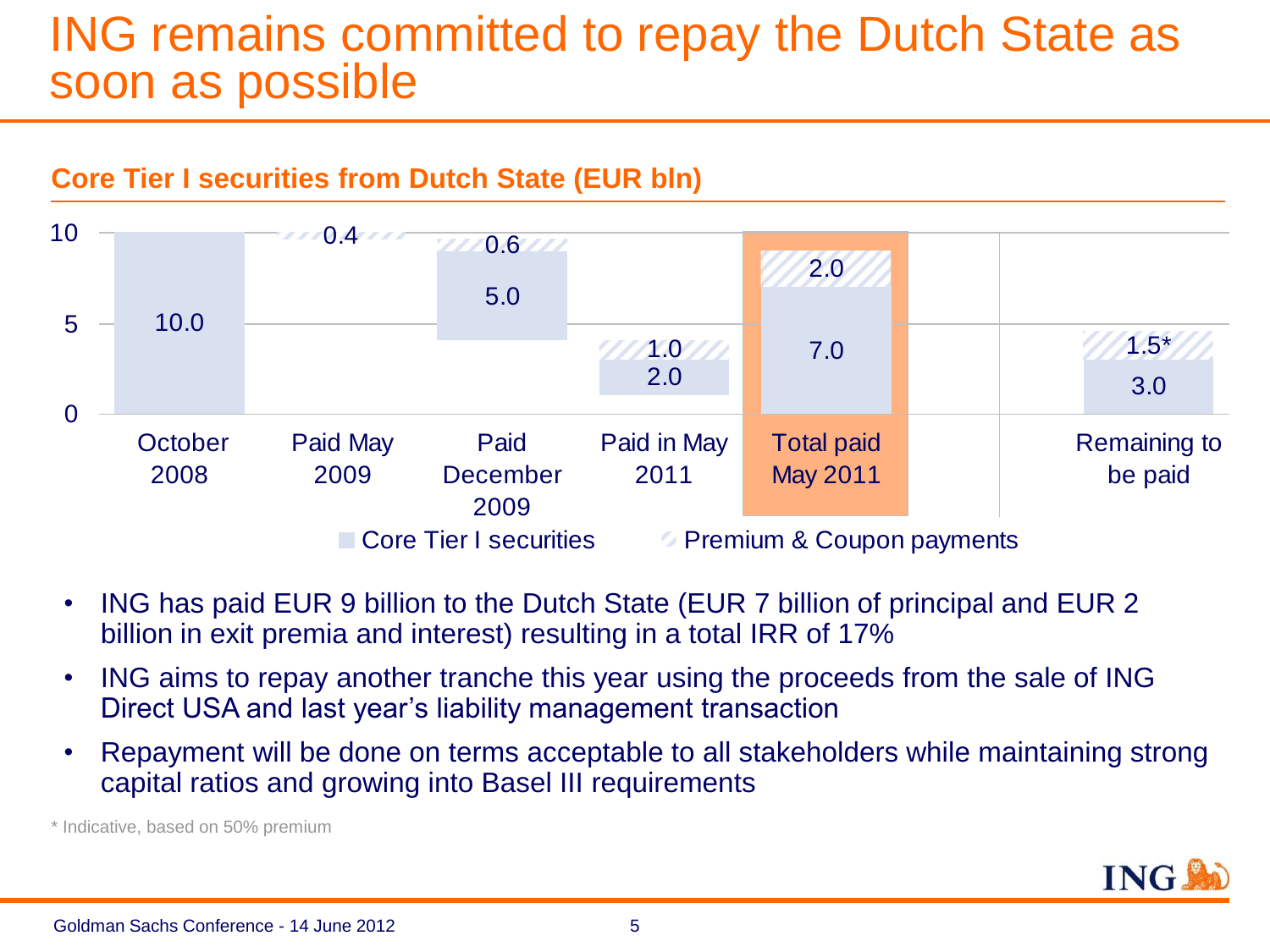# ING remains committed to repay the Dutch State as soon as possible

## Core Tier I securities from Dutch State (EUR bln)

| | October 2008 | Paid May 2009 | Paid December 2009 | Paid in May 2011 | Total paid May 2011 | Remaining to be paid |
|---|---|---|---|---|---|---|
| Core Tier I securities | 10.0 | | 5.0 | 2.0 | 7.0 | 3.0 |
| Premium & Coupon payments | | 0.4 | 0.6 | 1.0 | 2.0 | 1.5* |

- ING has paid EUR 9 billion to the Dutch State (EUR 7 billion of principal and EUR 2 billion in exit premia and interest) resulting in a total IRR of 17%
- ING aims to repay another tranche this year using the proceeds from the sale of ING Direct USA and last year's liability management transaction
- Repayment will be done on terms acceptable to all stakeholders while maintaining strong capital ratios and growing into Basel III requirements

\* Indicative, based on 50% premium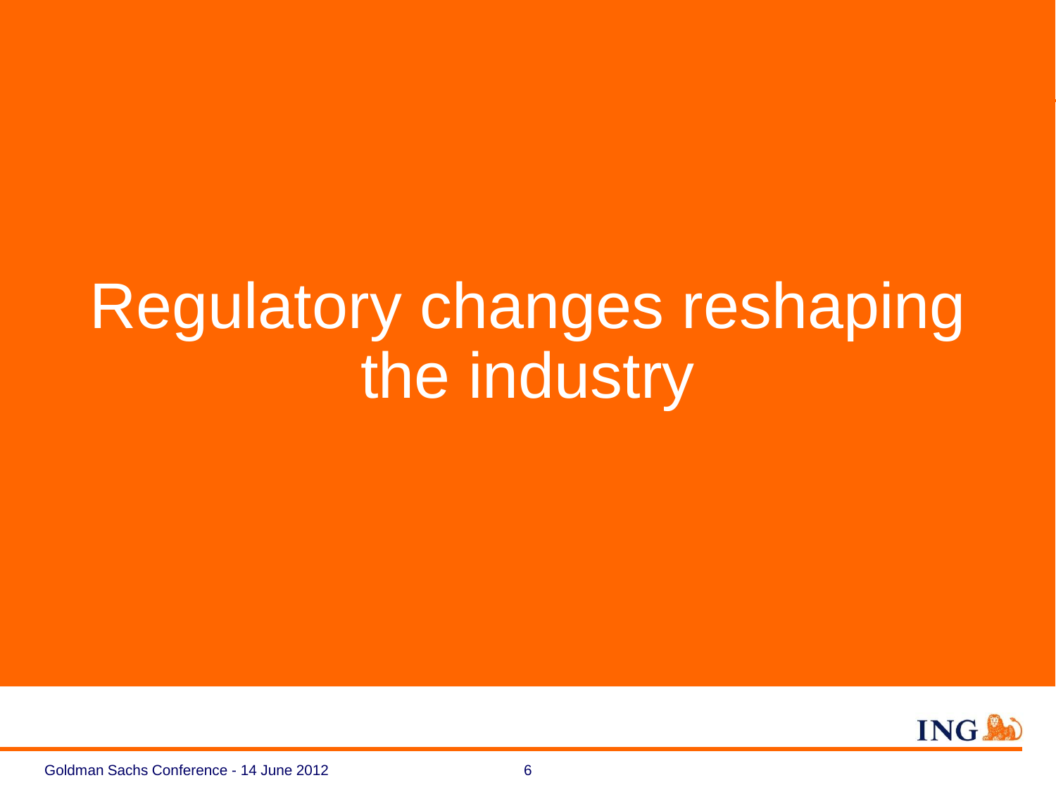# Regulatory changes reshaping the industry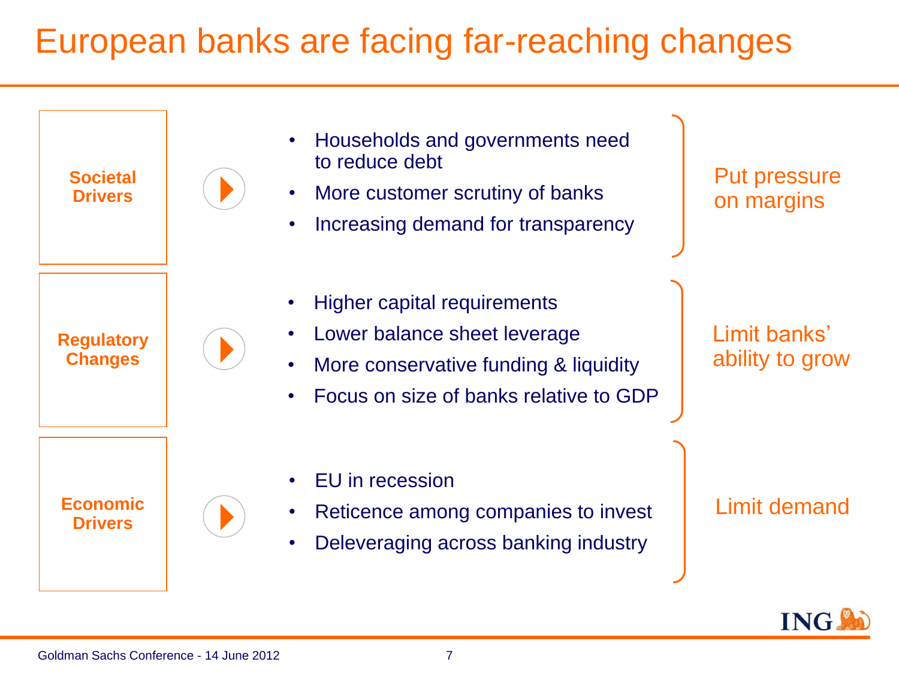# European banks are facing far-reaching changes

**Societal Drivers**

- Households and governments need to reduce debt
- More customer scrutiny of banks
- Increasing demand for transparency

Put pressure on margins

**Regulatory Changes**

- Higher capital requirements
- Lower balance sheet leverage
- More conservative funding & liquidity
- Focus on size of banks relative to GDP

Limit banks' ability to grow

**Economic Drivers**

- EU in recession
- Reticence among companies to invest
- Deleveraging across banking industry

Limit demand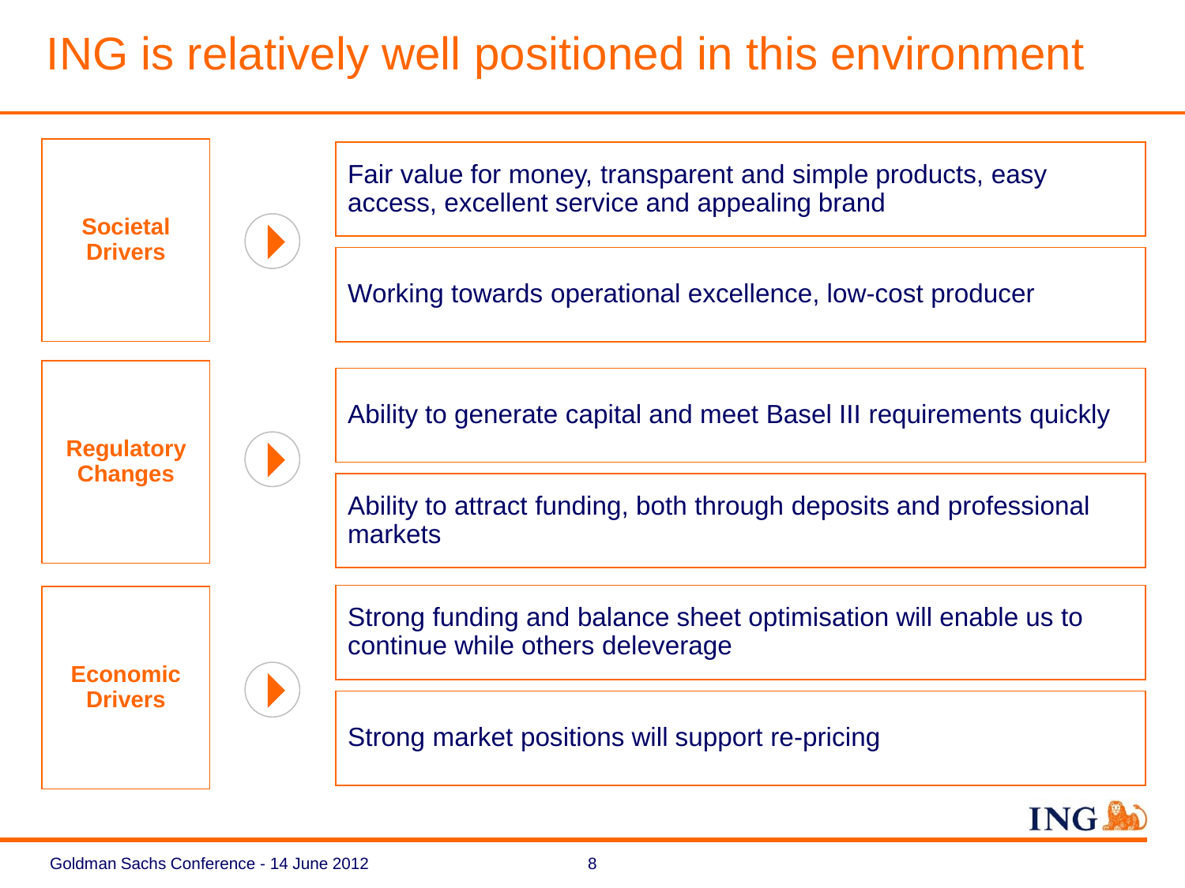# ING is relatively well positioned in this environment

**Societal Drivers**

- Fair value for money, transparent and simple products, easy access, excellent service and appealing brand
- Working towards operational excellence, low-cost producer

**Regulatory Changes**

- Ability to generate capital and meet Basel III requirements quickly
- Ability to attract funding, both through deposits and professional markets

**Economic Drivers**

- Strong funding and balance sheet optimisation will enable us to continue while others deleverage
- Strong market positions will support re-pricing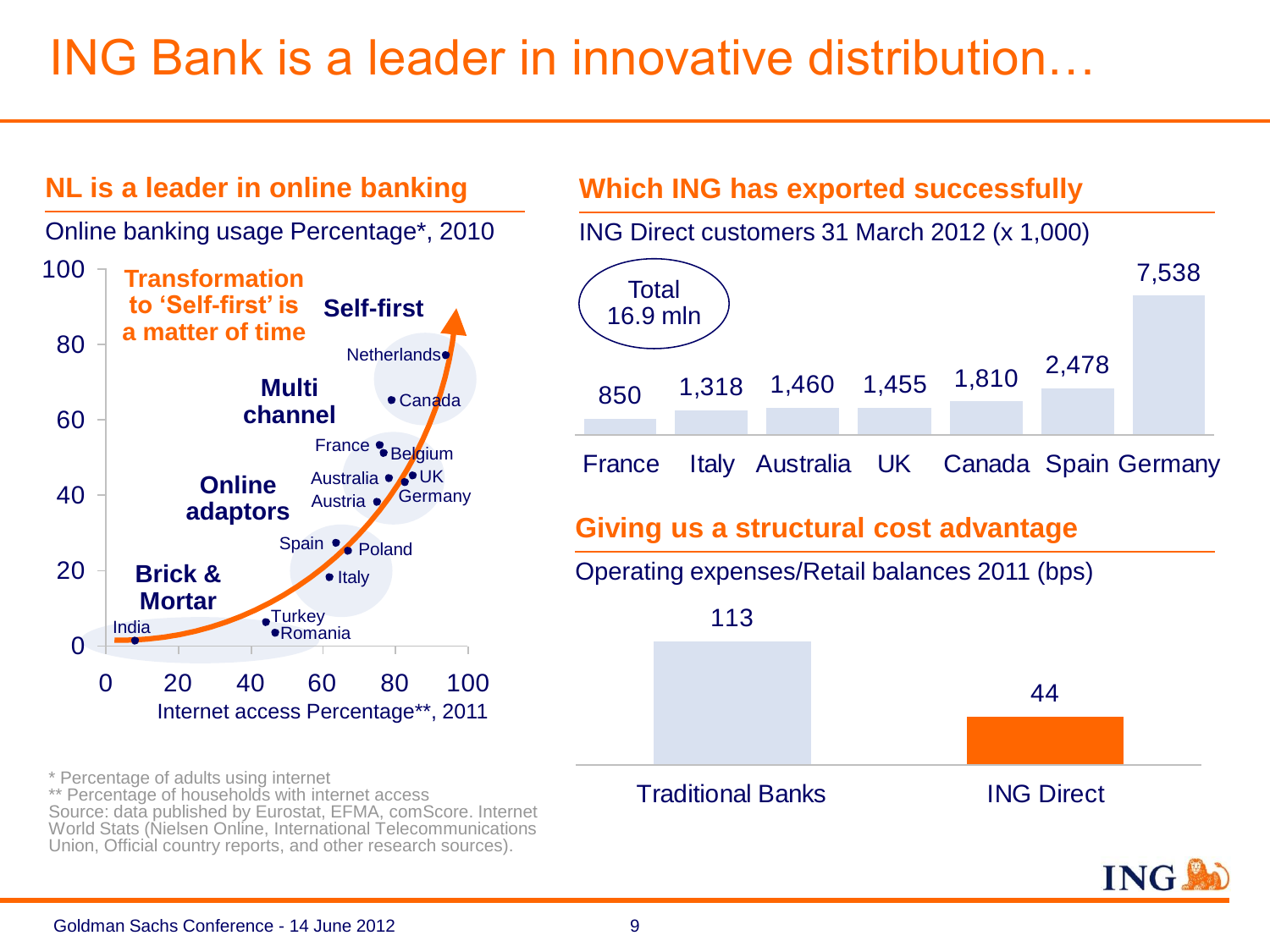# ING Bank is a leader in innovative distribution…

## NL is a leader in online banking

Online banking usage Percentage*, 2010

Transformation to 'Self-first' is a matter of time

Self-first

Multi channel

Online adaptors

Brick & Mortar

Netherlands, Canada, France, Belgium, Australia, UK, Austria, Germany, Spain, Poland, Italy, Turkey, Romania, India

Internet access Percentage**, 2011

\* Percentage of adults using internet
\*\* Percentage of households with internet access
Source: data published by Eurostat, EFMA, comScore. Internet World Stats (Nielsen Online, International Telecommunications Union, Official country reports, and other research sources).

## Which ING has exported successfully

ING Direct customers 31 March 2012 (x 1,000)

Total 16.9 mln

| France | Italy | Australia | UK | Canada | Spain | Germany |
|---|---|---|---|---|---|---|
| 850 | 1,318 | 1,460 | 1,455 | 1,810 | 2,478 | 7,538 |

## Giving us a structural cost advantage

Operating expenses/Retail balances 2011 (bps)

| Traditional Banks | ING Direct |
|---|---|
| 113 | 44 |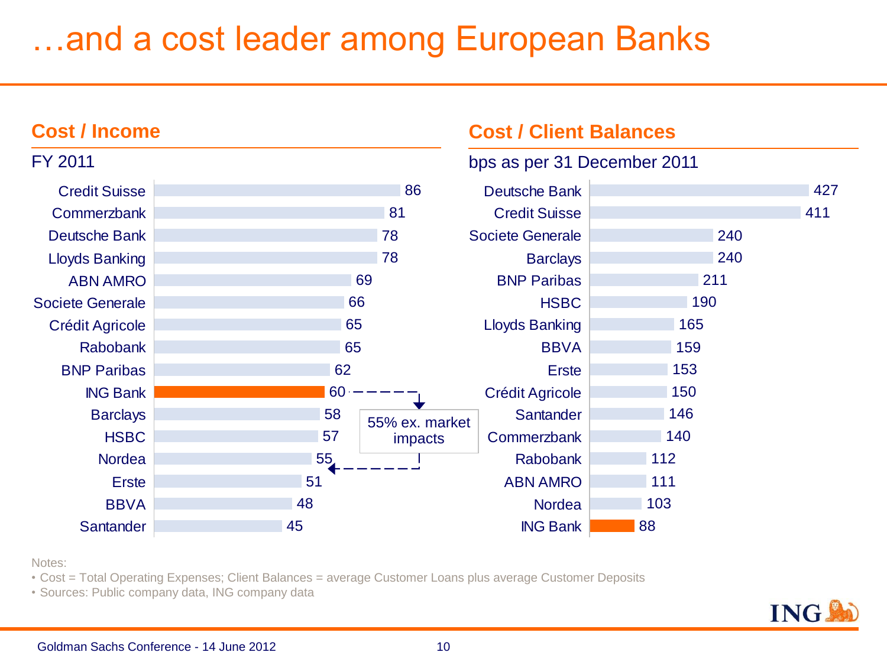# …and a cost leader among European Banks

## Cost / Income

FY 2011

| Bank | Cost / Income |
| --- | --- |
| Credit Suisse | 86 |
| Commerzbank | 81 |
| Deutsche Bank | 78 |
| Lloyds Banking | 78 |
| ABN AMRO | 69 |
| Societe Generale | 66 |
| Crédit Agricole | 65 |
| Rabobank | 65 |
| BNP Paribas | 62 |
| ING Bank | 60 |
| Barclays | 58 |
| HSBC | 57 |
| Nordea | 55 |
| Erste | 51 |
| BBVA | 48 |
| Santander | 45 |

ING Bank: 55% ex. market impacts

## Cost / Client Balances

bps as per 31 December 2011

| Bank | Cost / Client Balances |
| --- | --- |
| Deutsche Bank | 427 |
| Credit Suisse | 411 |
| Societe Generale | 240 |
| Barclays | 240 |
| BNP Paribas | 211 |
| HSBC | 190 |
| Lloyds Banking | 165 |
| BBVA | 159 |
| Erste | 153 |
| Crédit Agricole | 150 |
| Santander | 146 |
| Commerzbank | 140 |
| Rabobank | 112 |
| ABN AMRO | 111 |
| Nordea | 103 |
| ING Bank | 88 |

Notes:

- Cost = Total Operating Expenses; Client Balances = average Customer Loans plus average Customer Deposits
- Sources: Public company data, ING company data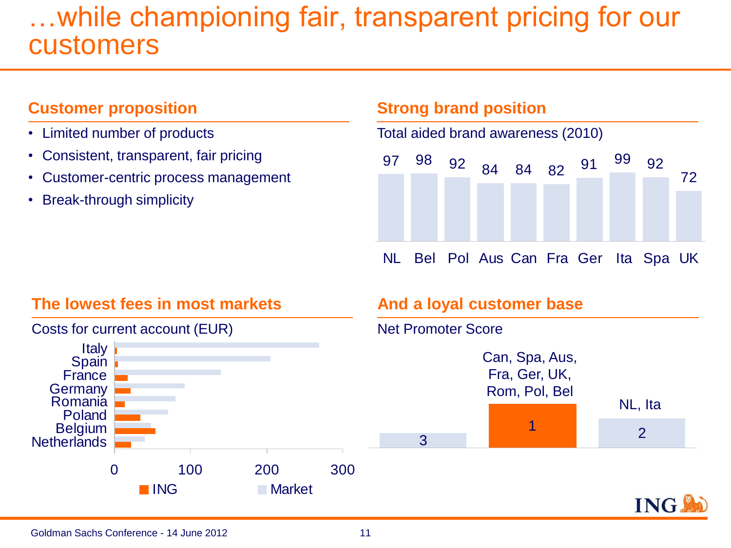# …while championing fair, transparent pricing for our customers

## Customer proposition

- Limited number of products
- Consistent, transparent, fair pricing
- Customer-centric process management
- Break-through simplicity

## Strong brand position

Total aided brand awareness (2010)

| NL | Bel | Pol | Aus | Can | Fra | Ger | Ita | Spa | UK |
|---|---|---|---|---|---|---|---|---|---|
| 97 | 98 | 92 | 84 | 84 | 82 | 91 | 99 | 92 | 72 |

## The lowest fees in most markets

Costs for current account (EUR)

Countries: Italy, Spain, France, Germany, Romania, Poland, Belgium, Netherlands

Axis: 0, 100, 200, 300

Legend: ING, Market

## And a loyal customer base

Net Promoter Score

| Rank | Countries |
|---|---|
| 1 | Can, Spa, Aus, Fra, Ger, UK, Rom, Pol, Bel |
| 2 | NL, Ita |
| 3 | |

Goldman Sachs Conference - 14 June 2012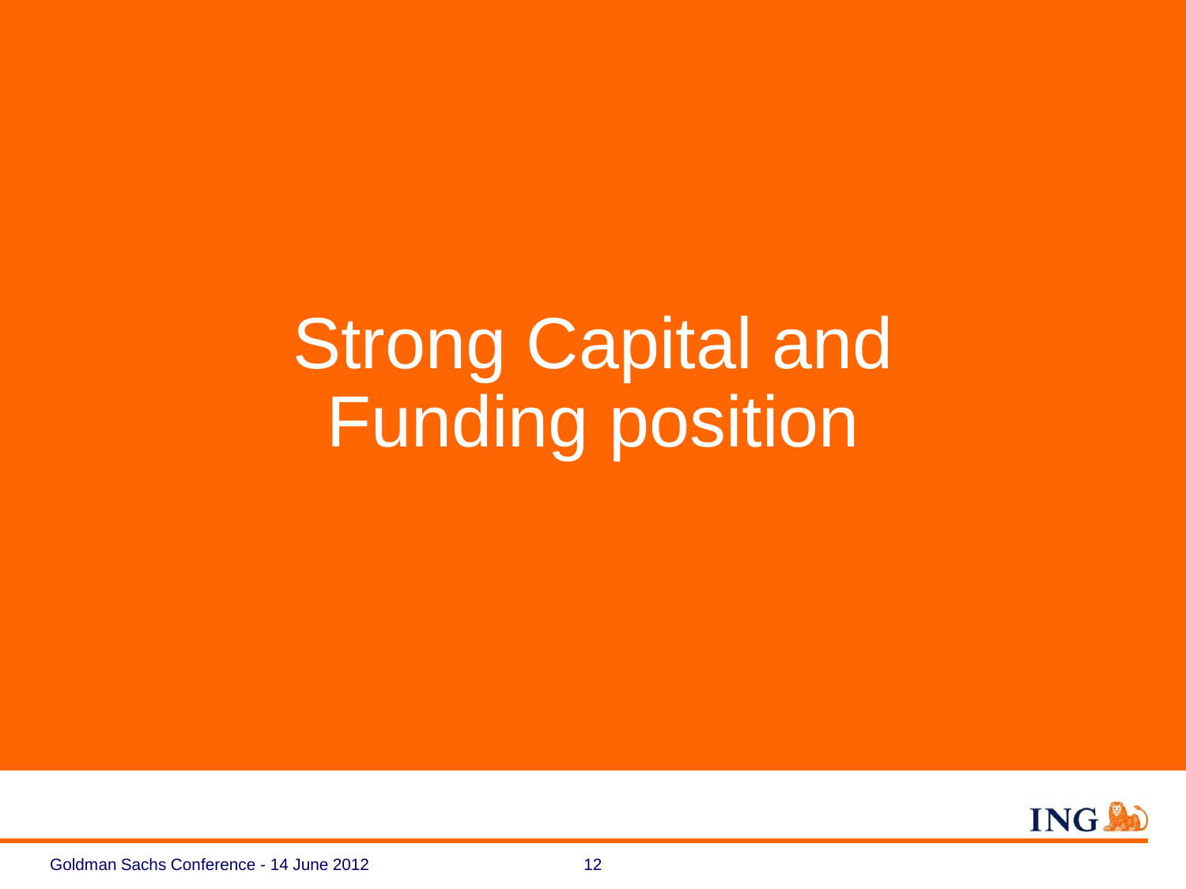# Strong Capital and Funding position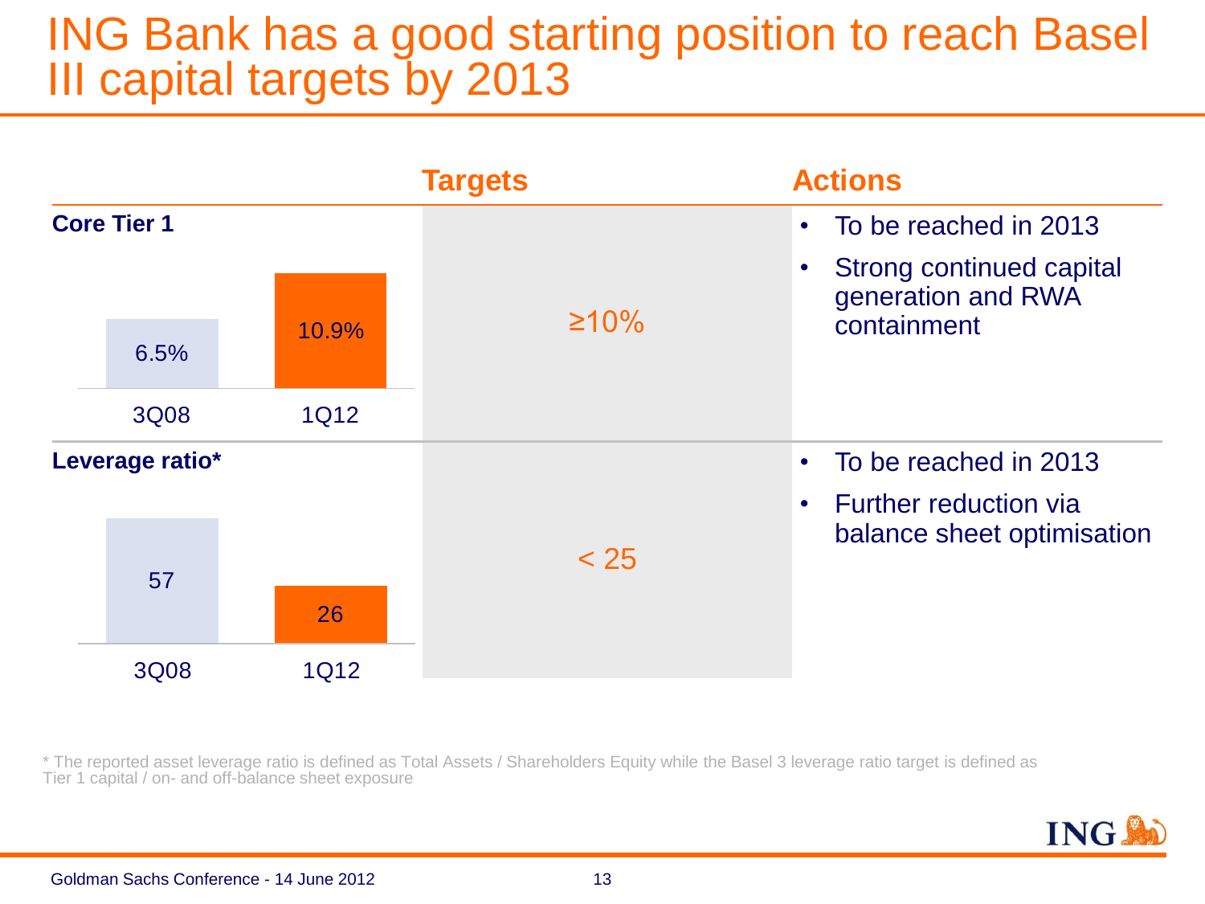# ING Bank has a good starting position to reach Basel III capital targets by 2013

| | 3Q08 | 1Q12 | Targets | Actions |
|---|---|---|---|---|
| **Core Tier 1** | 6.5% | 10.9% | ≥10% | • To be reached in 2013<br>• Strong continued capital generation and RWA containment |
| **Leverage ratio*** | 57 | 26 | < 25 | • To be reached in 2013<br>• Further reduction via balance sheet optimisation |

* The reported asset leverage ratio is defined as Total Assets / Shareholders Equity while the Basel 3 leverage ratio target is defined as Tier 1 capital / on- and off-balance sheet exposure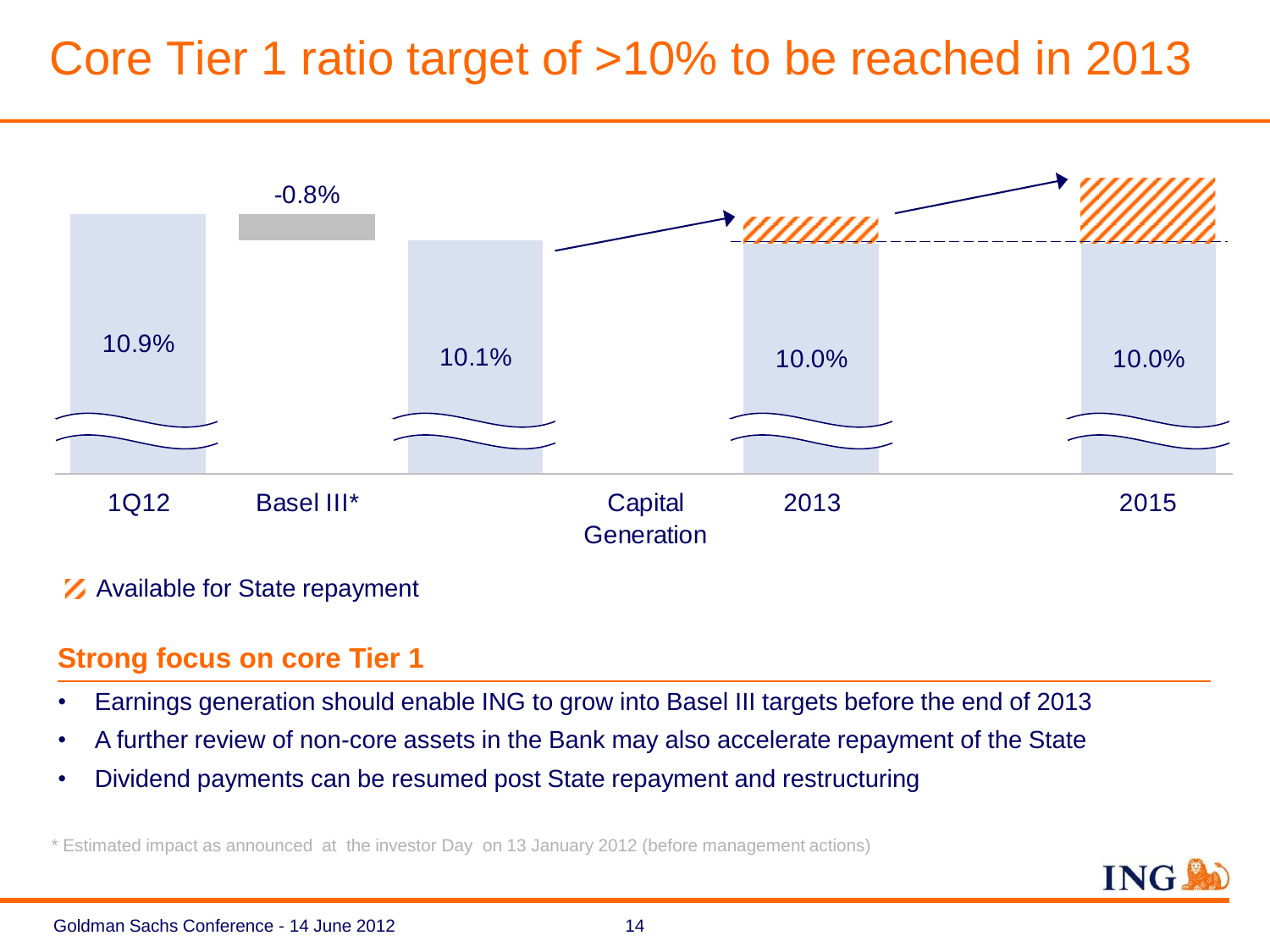# Core Tier 1 ratio target of >10% to be reached in 2013

| 1Q12 | Basel III* | | Capital Generation | 2013 | 2015 |
|---|---|---|---|---|---|
| 10.9% | -0.8% | 10.1% | | 10.0% | 10.0% |

Available for State repayment

## Strong focus on core Tier 1

- Earnings generation should enable ING to grow into Basel III targets before the end of 2013
- A further review of non-core assets in the Bank may also accelerate repayment of the State
- Dividend payments can be resumed post State repayment and restructuring

* Estimated impact as announced at the investor Day on 13 January 2012 (before management actions)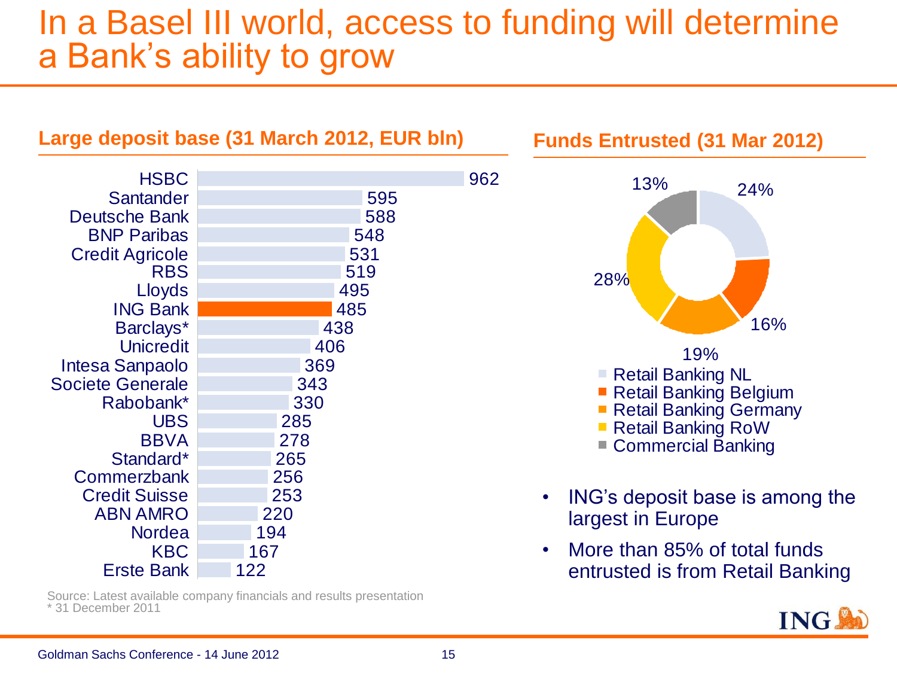# In a Basel III world, access to funding will determine a Bank's ability to grow

## Large deposit base (31 March 2012, EUR bln)

| Bank | Deposits (EUR bln) |
| --- | --- |
| HSBC | 962 |
| Santander | 595 |
| Deutsche Bank | 588 |
| BNP Paribas | 548 |
| Credit Agricole | 531 |
| RBS | 519 |
| Lloyds | 495 |
| ING Bank | 485 |
| Barclays* | 438 |
| Unicredit | 406 |
| Intesa Sanpaolo | 369 |
| Societe Generale | 343 |
| Rabobank* | 330 |
| UBS | 285 |
| BBVA | 278 |
| Standard* | 265 |
| Commerzbank | 256 |
| Credit Suisse | 253 |
| ABN AMRO | 220 |
| Nordea | 194 |
| KBC | 167 |
| Erste Bank | 122 |

Source: Latest available company financials and results presentation
* 31 December 2011

## Funds Entrusted (31 Mar 2012)

| Segment | Share |
| --- | --- |
| Retail Banking NL | 24% |
| Retail Banking Belgium | 16% |
| Retail Banking Germany | 19% |
| Retail Banking RoW | 28% |
| Commercial Banking | 13% |

- ING's deposit base is among the largest in Europe
- More than 85% of total funds entrusted is from Retail Banking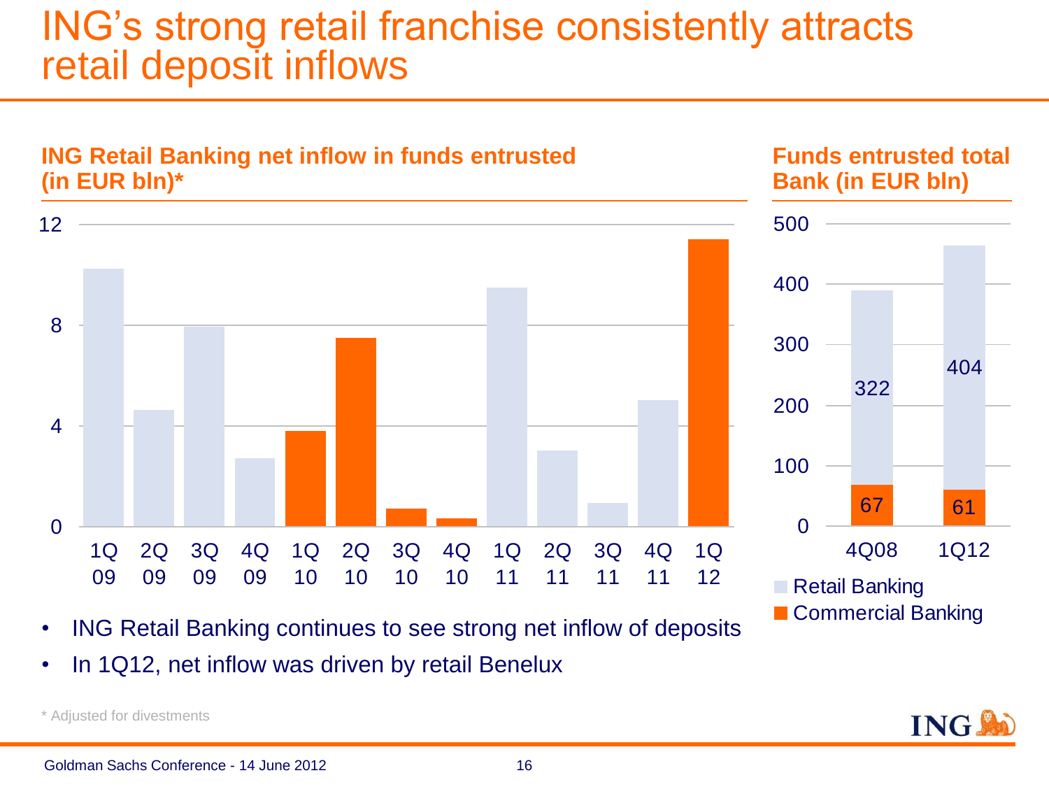# ING's strong retail franchise consistently attracts retail deposit inflows

## ING Retail Banking net inflow in funds entrusted (in EUR bln)*

| Quarter | 1Q 09 | 2Q 09 | 3Q 09 | 4Q 09 | 1Q 10 | 2Q 10 | 3Q 10 | 4Q 10 | 1Q 11 | 2Q 11 | 3Q 11 | 4Q 11 | 1Q 12 |
|---|---|---|---|---|---|---|---|---|---|---|---|---|---|

## Funds entrusted total Bank (in EUR bln)

| | 4Q08 | 1Q12 |
|---|---|---|
| Retail Banking | 322 | 404 |
| Commercial Banking | 67 | 61 |

- ING Retail Banking continues to see strong net inflow of deposits
- In 1Q12, net inflow was driven by retail Benelux

\* Adjusted for divestments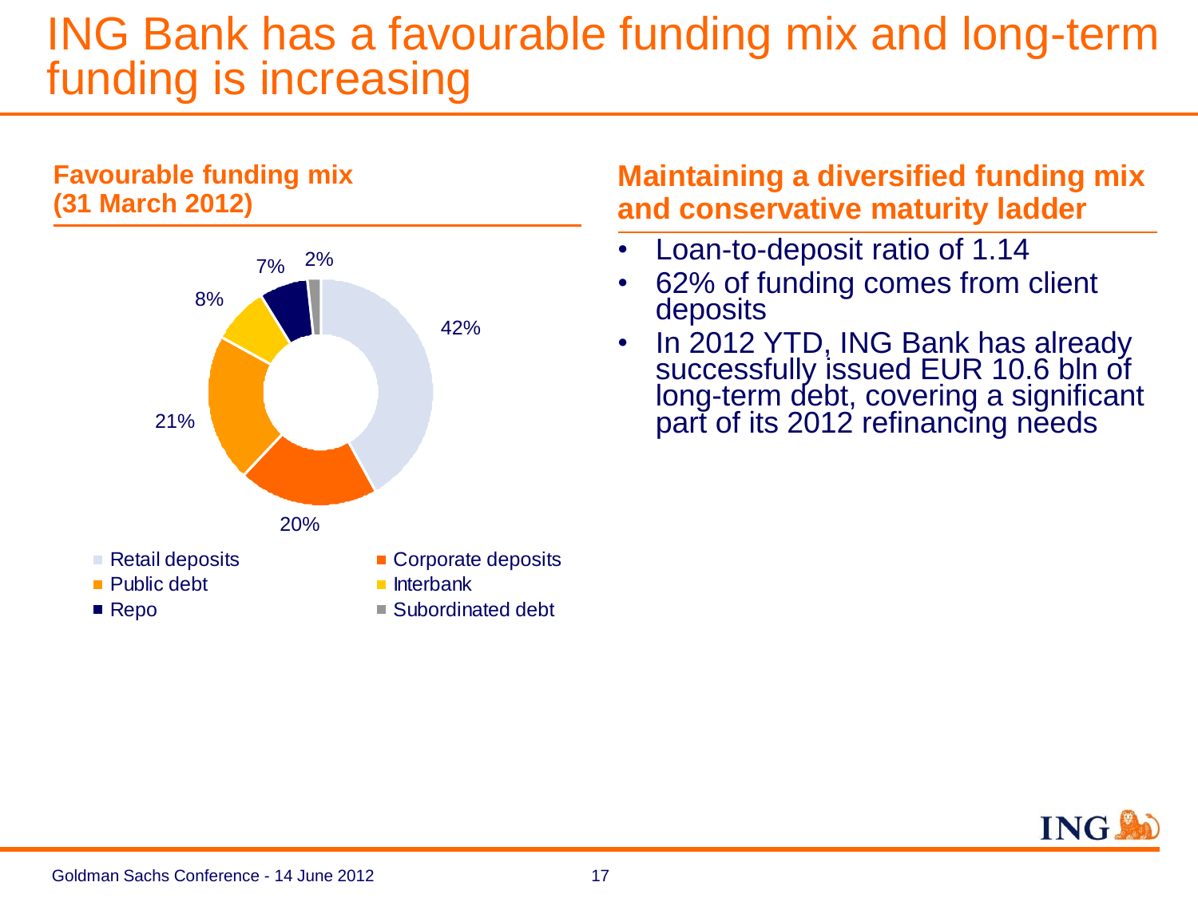# ING Bank has a favourable funding mix and long-term funding is increasing

## Favourable funding mix (31 March 2012)

| Funding source | Share |
|---|---|
| Retail deposits | 42% |
| Corporate deposits | 20% |
| Public debt | 21% |
| Interbank | 8% |
| Repo | 7% |
| Subordinated debt | 2% |

## Maintaining a diversified funding mix and conservative maturity ladder

- Loan-to-deposit ratio of 1.14
- 62% of funding comes from client deposits
- In 2012 YTD, ING Bank has already successfully issued EUR 10.6 bln of long-term debt, covering a significant part of its 2012 refinancing needs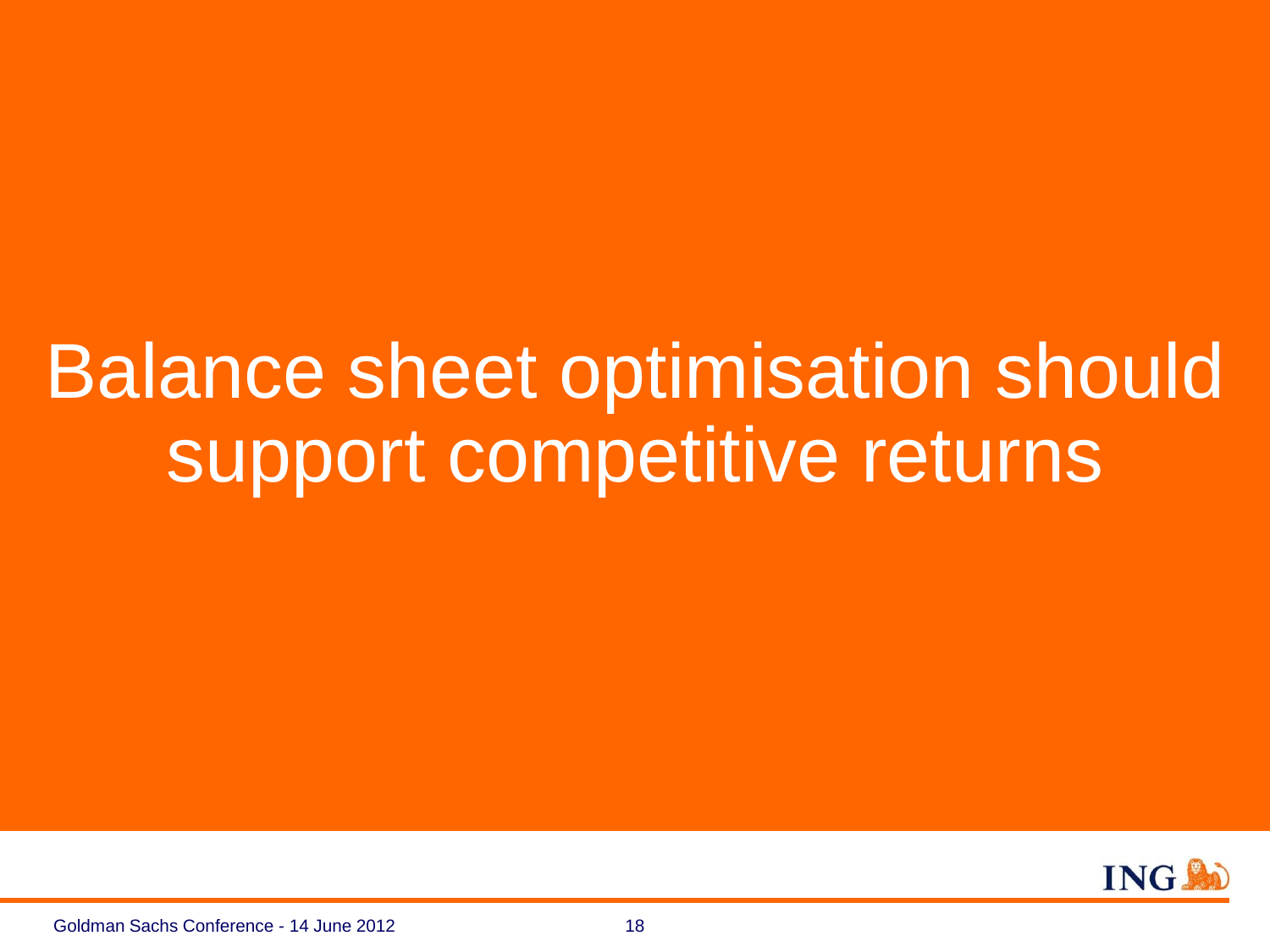# Balance sheet optimisation should support competitive returns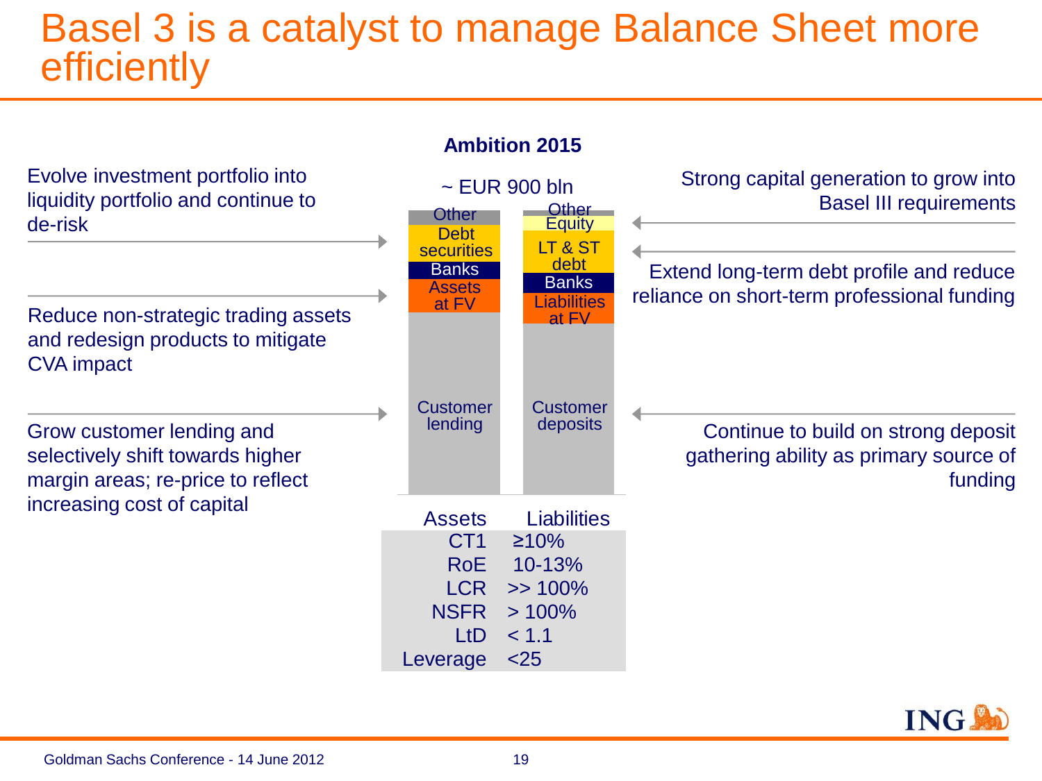# Basel 3 is a catalyst to manage Balance Sheet more efficiently

**Ambition 2015**

~ EUR 900 bln

Evolve investment portfolio into liquidity portfolio and continue to de-risk

Reduce non-strategic trading assets and redesign products to mitigate CVA impact

Grow customer lending and selectively shift towards higher margin areas; re-price to reflect increasing cost of capital

| Assets | Liabilities |
|---|---|
| Other | Other |
| Debt securities | Equity |
| Banks | LT & ST debt |
| Assets at FV | Banks |
| Customer lending | Liabilities at FV |
| | Customer deposits |

Strong capital generation to grow into Basel III requirements

Extend long-term debt profile and reduce reliance on short-term professional funding

Continue to build on strong deposit gathering ability as primary source of funding

| | |
|---|---|
| CT1 | ≥10% |
| RoE | 10-13% |
| LCR | >> 100% |
| NSFR | > 100% |
| LtD | < 1.1 |
| Leverage | <25 |

Goldman Sachs Conference - 14 June 2012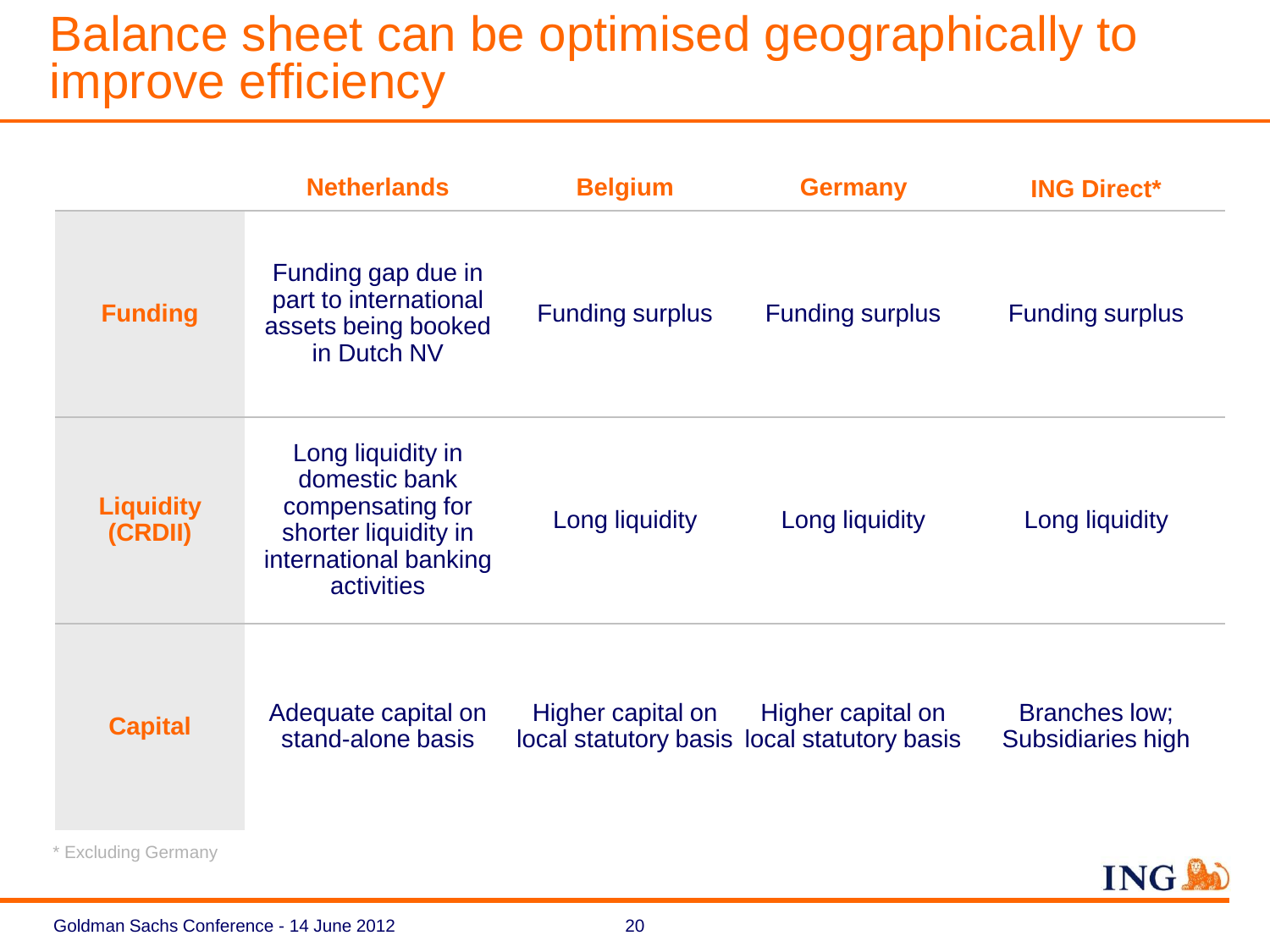# Balance sheet can be optimised geographically to improve efficiency

| | Netherlands | Belgium | Germany | ING Direct* |
|---|---|---|---|---|
| **Funding** | Funding gap due in part to international assets being booked in Dutch NV | Funding surplus | Funding surplus | Funding surplus |
| **Liquidity (CRDII)** | Long liquidity in domestic bank compensating for shorter liquidity in international banking activities | Long liquidity | Long liquidity | Long liquidity |
| **Capital** | Adequate capital on stand-alone basis | Higher capital on local statutory basis | Higher capital on local statutory basis | Branches low; Subsidiaries high |

* Excluding Germany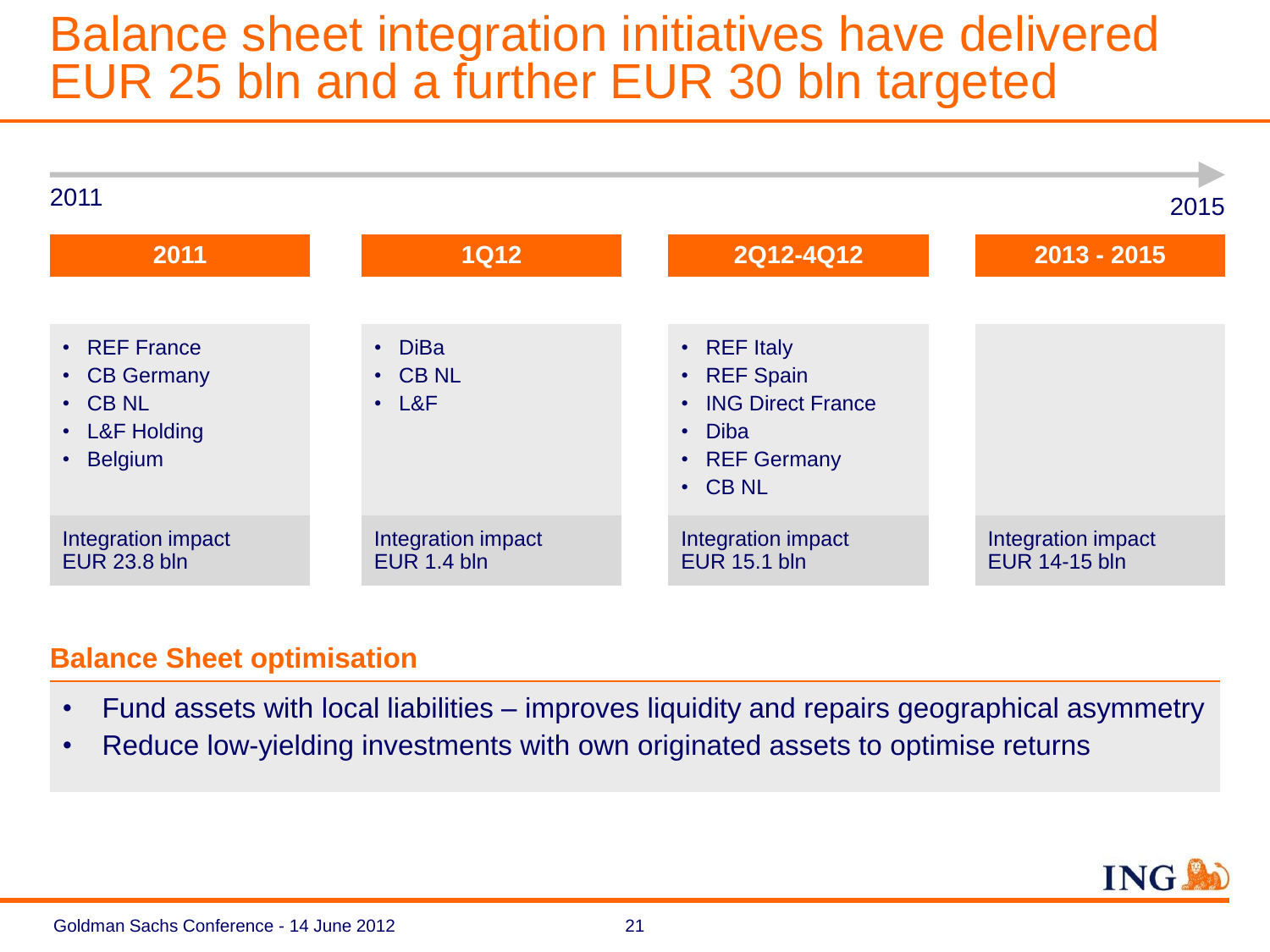# Balance sheet integration initiatives have delivered EUR 25 bln and a further EUR 30 bln targeted

2011 → 2015

| 2011 | 1Q12 | 2Q12-4Q12 | 2013 - 2015 |
|---|---|---|---|
| • REF France<br>• CB Germany<br>• CB NL<br>• L&F Holding<br>• Belgium | • DiBa<br>• CB NL<br>• L&F | • REF Italy<br>• REF Spain<br>• ING Direct France<br>• Diba<br>• REF Germany<br>• CB NL | |
| Integration impact EUR 23.8 bln | Integration impact EUR 1.4 bln | Integration impact EUR 15.1 bln | Integration impact EUR 14-15 bln |

## Balance Sheet optimisation

- Fund assets with local liabilities – improves liquidity and repairs geographical asymmetry
- Reduce low-yielding investments with own originated assets to optimise returns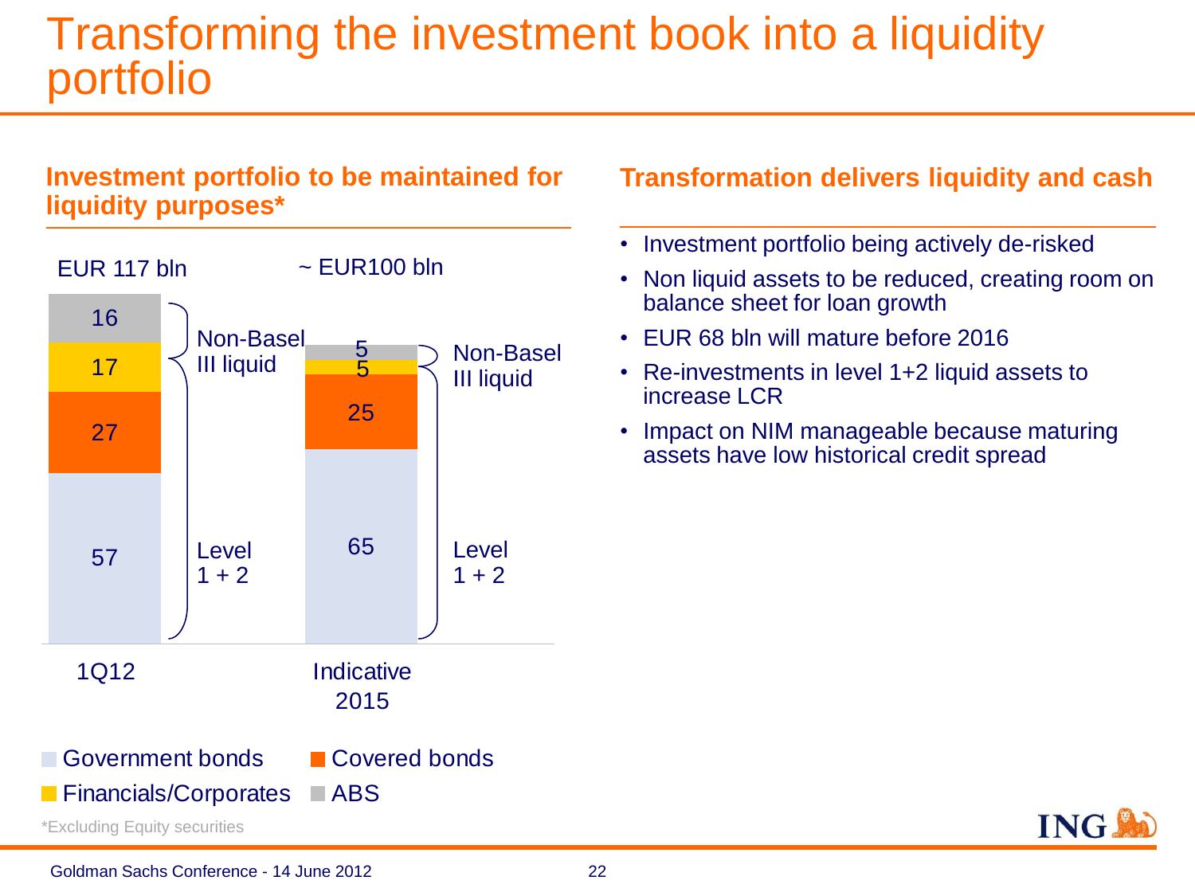# Transforming the investment book into a liquidity portfolio

## Investment portfolio to be maintained for liquidity purposes*

| | 1Q12 | Indicative 2015 |
|---|---|---|
| Total | EUR 117 bln | ~ EUR100 bln |
| ABS | 16 | 5 |
| Financials/Corporates | 17 | 5 |
| Covered bonds | 27 | 25 |
| Government bonds | 57 | 65 |

Non-Basel III liquid: ABS, Financials/Corporates

Level 1 + 2: Covered bonds, Government bonds

*Excluding Equity securities

## Transformation delivers liquidity and cash

- Investment portfolio being actively de-risked
- Non liquid assets to be reduced, creating room on balance sheet for loan growth
- EUR 68 bln will mature before 2016
- Re-investments in level 1+2 liquid assets to increase LCR
- Impact on NIM manageable because maturing assets have low historical credit spread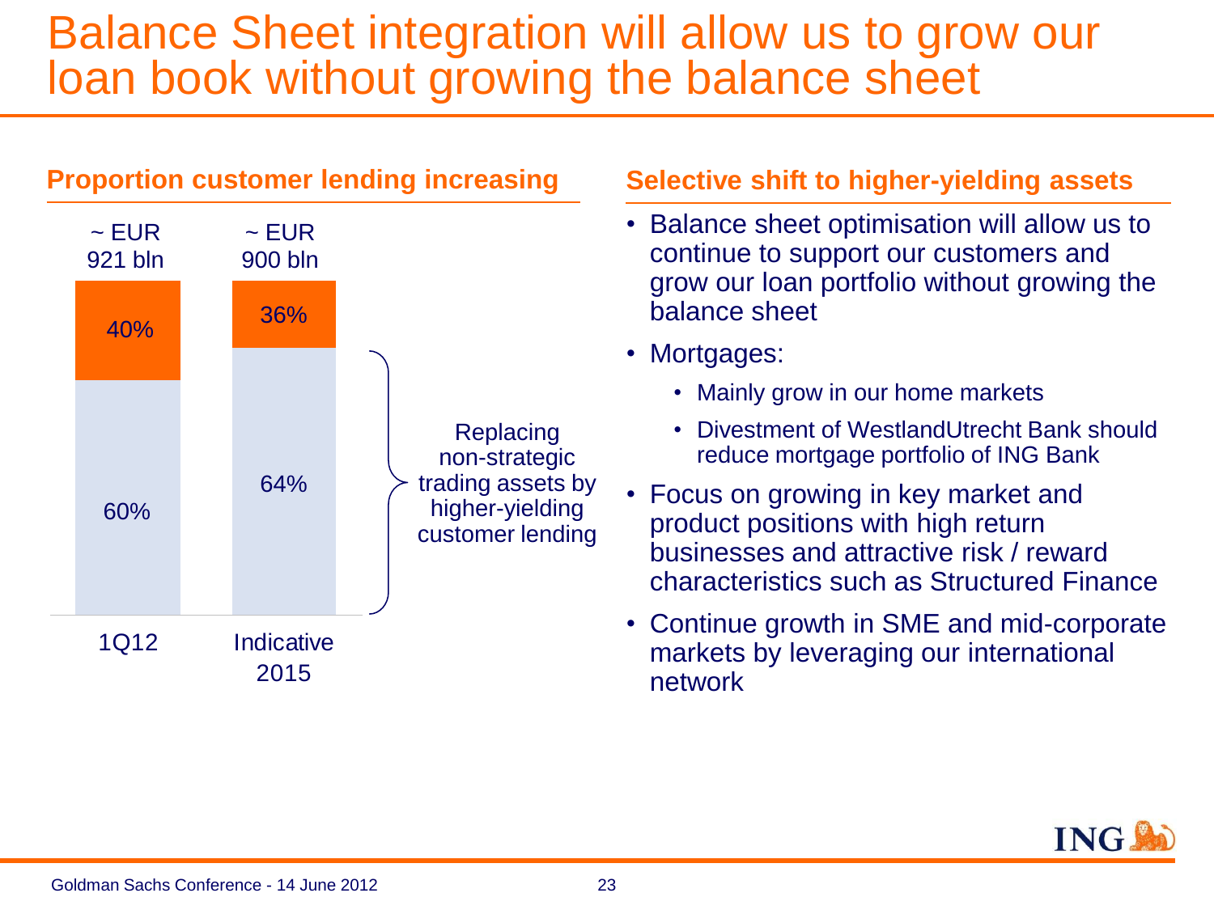# Balance Sheet integration will allow us to grow our loan book without growing the balance sheet

## Proportion customer lending increasing

| | 1Q12 | Indicative 2015 |
|---|---|---|
| Total | ~ EUR 921 bln | ~ EUR 900 bln |
| Orange segment | 40% | 36% |
| Light segment | 60% | 64% |

Replacing non-strategic trading assets by higher-yielding customer lending

## Selective shift to higher-yielding assets

- Balance sheet optimisation will allow us to continue to support our customers and grow our loan portfolio without growing the balance sheet
- Mortgages:
  - Mainly grow in our home markets
  - Divestment of WestlandUtrecht Bank should reduce mortgage portfolio of ING Bank
- Focus on growing in key market and product positions with high return businesses and attractive risk / reward characteristics such as Structured Finance
- Continue growth in SME and mid-corporate markets by leveraging our international network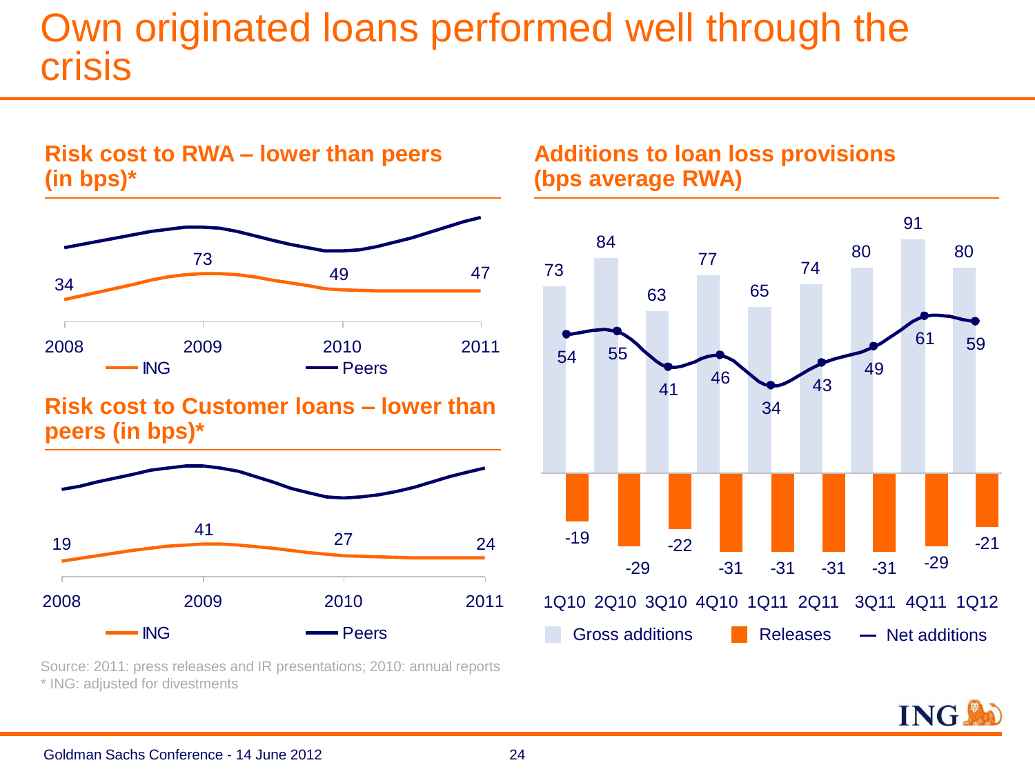# Own originated loans performed well through the crisis

## Risk cost to RWA – lower than peers (in bps)*

| | 2008 | 2009 | 2010 | 2011 |
|---|---|---|---|---|
| ING | 34 | 73 | 49 | 47 |

## Risk cost to Customer loans – lower than peers (in bps)*

| | 2008 | 2009 | 2010 | 2011 |
|---|---|---|---|---|
| ING | 19 | 41 | 27 | 24 |

## Additions to loan loss provisions (bps average RWA)

| | 1Q10 | 2Q10 | 3Q10 | 4Q10 | 1Q11 | 2Q11 | 3Q11 | 4Q11 | 1Q12 |
|---|---|---|---|---|---|---|---|---|---|
| Gross additions | 73 | 84 | 63 | 77 | 65 | 74 | 80 | 91 | 80 |
| Releases | -19 | -29 | -22 | -31 | -31 | -31 | -31 | -29 | -21 |
| Net additions | 54 | 55 | 41 | 46 | 34 | 43 | 49 | 61 | 59 |

Source: 2011: press releases and IR presentations; 2010: annual reports

* ING: adjusted for divestments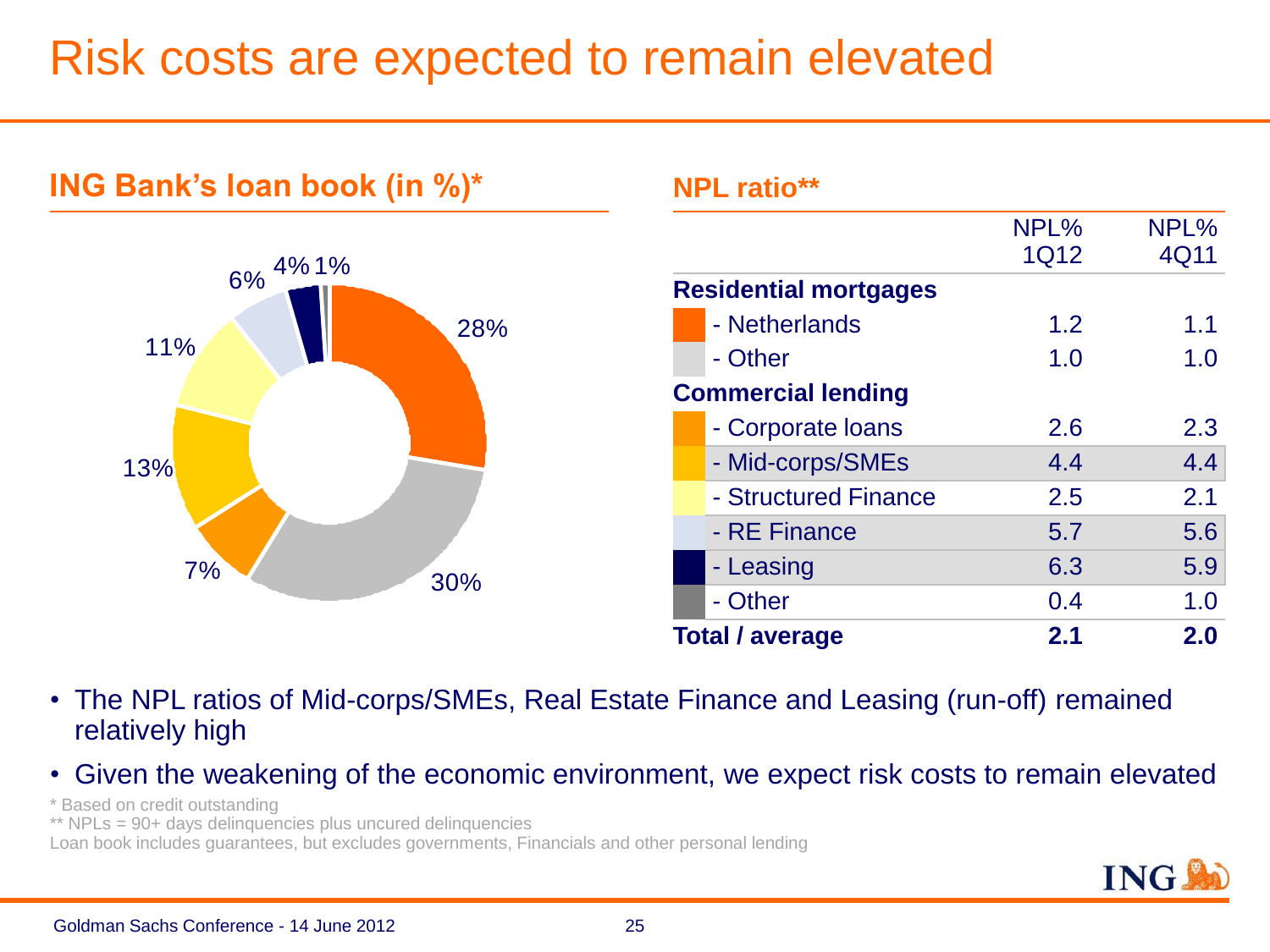# Risk costs are expected to remain elevated

## ING Bank's loan book (in %)*

6% 4% 1%

28%

11%

13%

7%

30%

## NPL ratio**

| | NPL% 1Q12 | NPL% 4Q11 |
|---|---|---|
| **Residential mortgages** | | |
| - Netherlands | 1.2 | 1.1 |
| - Other | 1.0 | 1.0 |
| **Commercial lending** | | |
| - Corporate loans | 2.6 | 2.3 |
| - Mid-corps/SMEs | 4.4 | 4.4 |
| - Structured Finance | 2.5 | 2.1 |
| - RE Finance | 5.7 | 5.6 |
| - Leasing | 6.3 | 5.9 |
| - Other | 0.4 | 1.0 |
| **Total / average** | **2.1** | **2.0** |

- The NPL ratios of Mid-corps/SMEs, Real Estate Finance and Leasing (run-off) remained relatively high
- Given the weakening of the economic environment, we expect risk costs to remain elevated

\* Based on credit outstanding

** NPLs = 90+ days delinquencies plus uncured delinquencies

Loan book includes guarantees, but excludes governments, Financials and other personal lending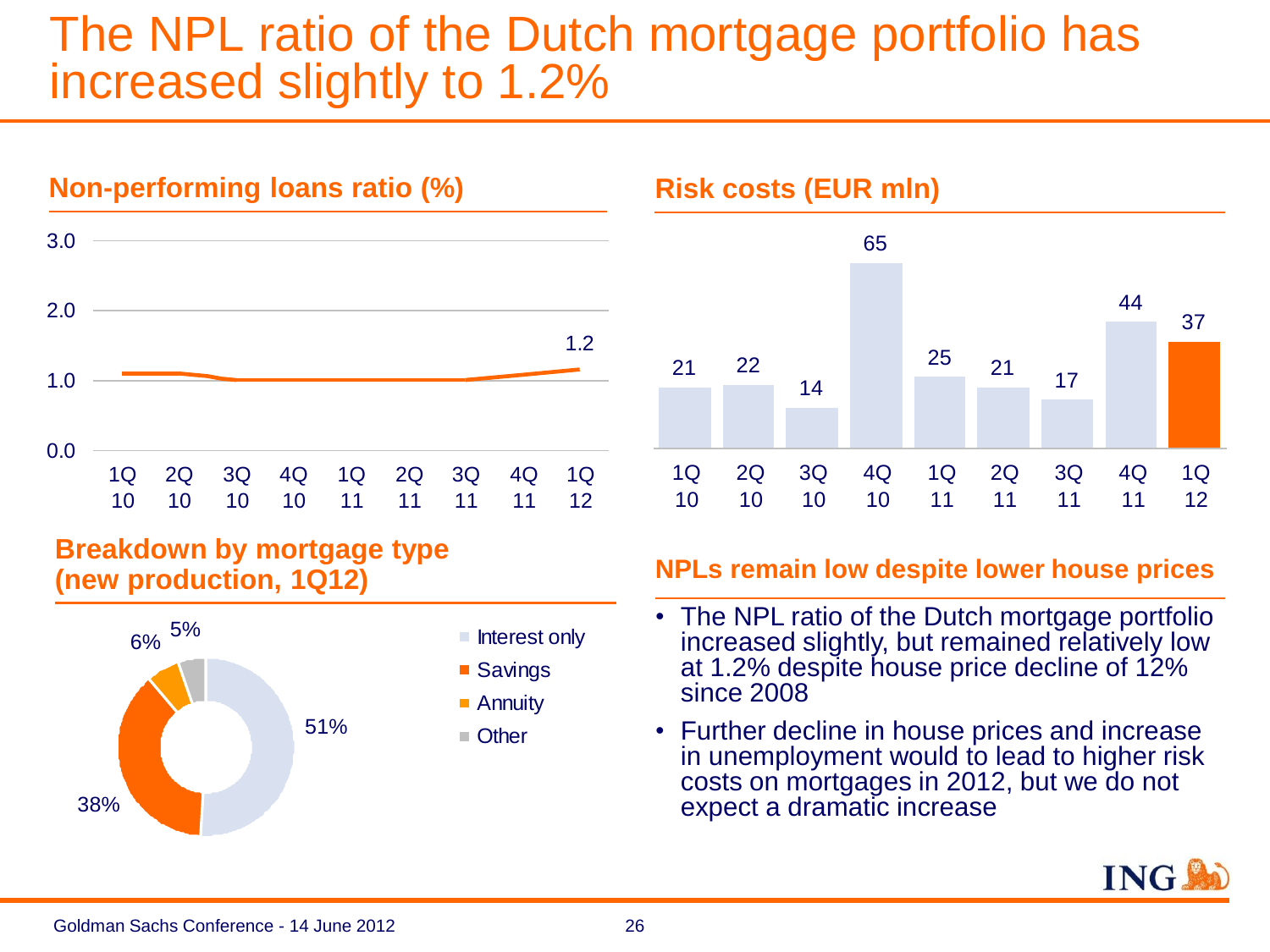# The NPL ratio of the Dutch mortgage portfolio has increased slightly to 1.2%

## Non-performing loans ratio (%)

| 1Q 10 | 2Q 10 | 3Q 10 | 4Q 10 | 1Q 11 | 2Q 11 | 3Q 11 | 4Q 11 | 1Q 12 |
|---|---|---|---|---|---|---|---|---|
| | | | | | | | | 1.2 |

## Risk costs (EUR mln)

| 1Q 10 | 2Q 10 | 3Q 10 | 4Q 10 | 1Q 11 | 2Q 11 | 3Q 11 | 4Q 11 | 1Q 12 |
|---|---|---|---|---|---|---|---|---|
| 21 | 22 | 14 | 65 | 25 | 21 | 17 | 44 | 37 |

## Breakdown by mortgage type (new production, 1Q12)

| Type | Share |
|---|---|
| Interest only | 51% |
| Savings | 38% |
| Annuity | 6% |
| Other | 5% |

## NPLs remain low despite lower house prices

- The NPL ratio of the Dutch mortgage portfolio increased slightly, but remained relatively low at 1.2% despite house price decline of 12% since 2008
- Further decline in house prices and increase in unemployment would to lead to higher risk costs on mortgages in 2012, but we do not expect a dramatic increase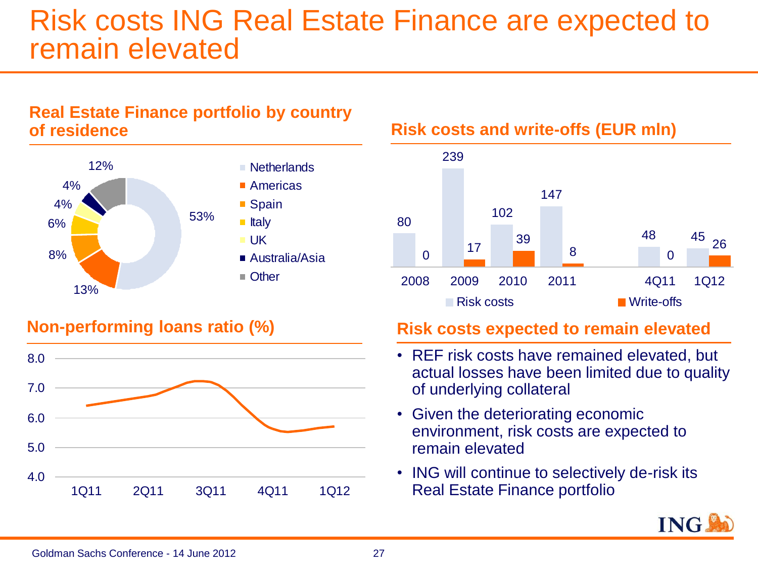# Risk costs ING Real Estate Finance are expected to remain elevated

## Real Estate Finance portfolio by country of residence

| Country | Share |
|---|---|
| Netherlands | 53% |
| Americas | 13% |
| Spain | 8% |
| Italy | 6% |
| UK | 4% |
| Australia/Asia | 4% |
| Other | 12% |

## Risk costs and write-offs (EUR mln)

| | 2008 | 2009 | 2010 | 2011 | 4Q11 | 1Q12 |
|---|---|---|---|---|---|---|
| Risk costs | 80 | 239 | 102 | 147 | 48 | 45 |
| Write-offs | 0 | 17 | 39 | 8 | 0 | 26 |

## Non-performing loans ratio (%)

Line chart, y-axis 4.0 to 8.0; x-axis 1Q11, 2Q11, 3Q11, 4Q11, 1Q12.

## Risk costs expected to remain elevated

- REF risk costs have remained elevated, but actual losses have been limited due to quality of underlying collateral
- Given the deteriorating economic environment, risk costs are expected to remain elevated
- ING will continue to selectively de-risk its Real Estate Finance portfolio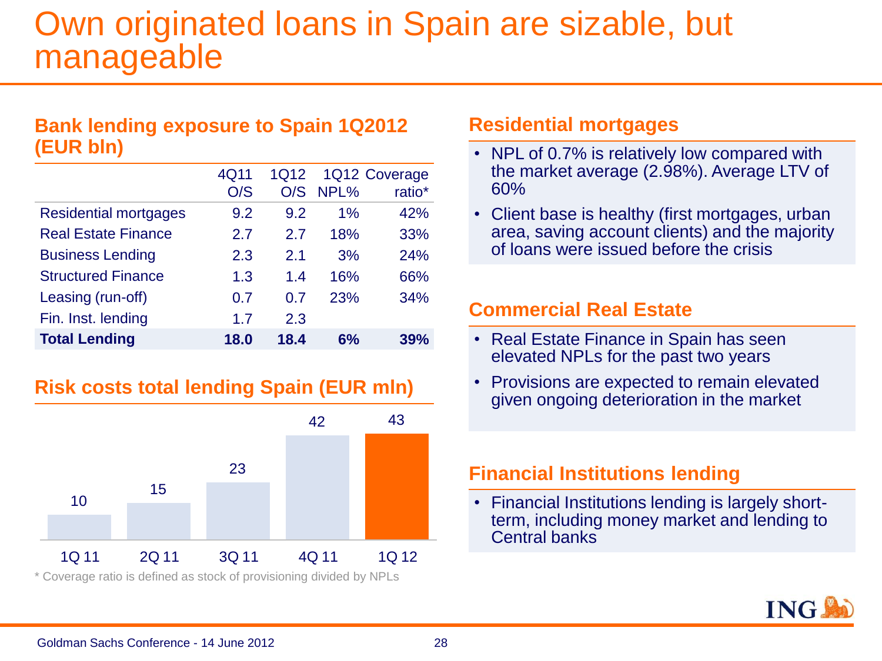# Own originated loans in Spain are sizable, but manageable

## Bank lending exposure to Spain 1Q2012 (EUR bln)

| | 4Q11 O/S | 1Q12 O/S | 1Q12 NPL% | Coverage ratio* |
|---|---|---|---|---|
| Residential mortgages | 9.2 | 9.2 | 1% | 42% |
| Real Estate Finance | 2.7 | 2.7 | 18% | 33% |
| Business Lending | 2.3 | 2.1 | 3% | 24% |
| Structured Finance | 1.3 | 1.4 | 16% | 66% |
| Leasing (run-off) | 0.7 | 0.7 | 23% | 34% |
| Fin. Inst. lending | 1.7 | 2.3 | | |
| **Total Lending** | **18.0** | **18.4** | **6%** | **39%** |

## Risk costs total lending Spain (EUR mln)

| 1Q 11 | 2Q 11 | 3Q 11 | 4Q 11 | 1Q 12 |
|---|---|---|---|---|
| 10 | 15 | 23 | 42 | 43 |

* Coverage ratio is defined as stock of provisioning divided by NPLs

## Residential mortgages

- NPL of 0.7% is relatively low compared with the market average (2.98%). Average LTV of 60%
- Client base is healthy (first mortgages, urban area, saving account clients) and the majority of loans were issued before the crisis

## Commercial Real Estate

- Real Estate Finance in Spain has seen elevated NPLs for the past two years
- Provisions are expected to remain elevated given ongoing deterioration in the market

## Financial Institutions lending

- Financial Institutions lending is largely short-term, including money market and lending to Central banks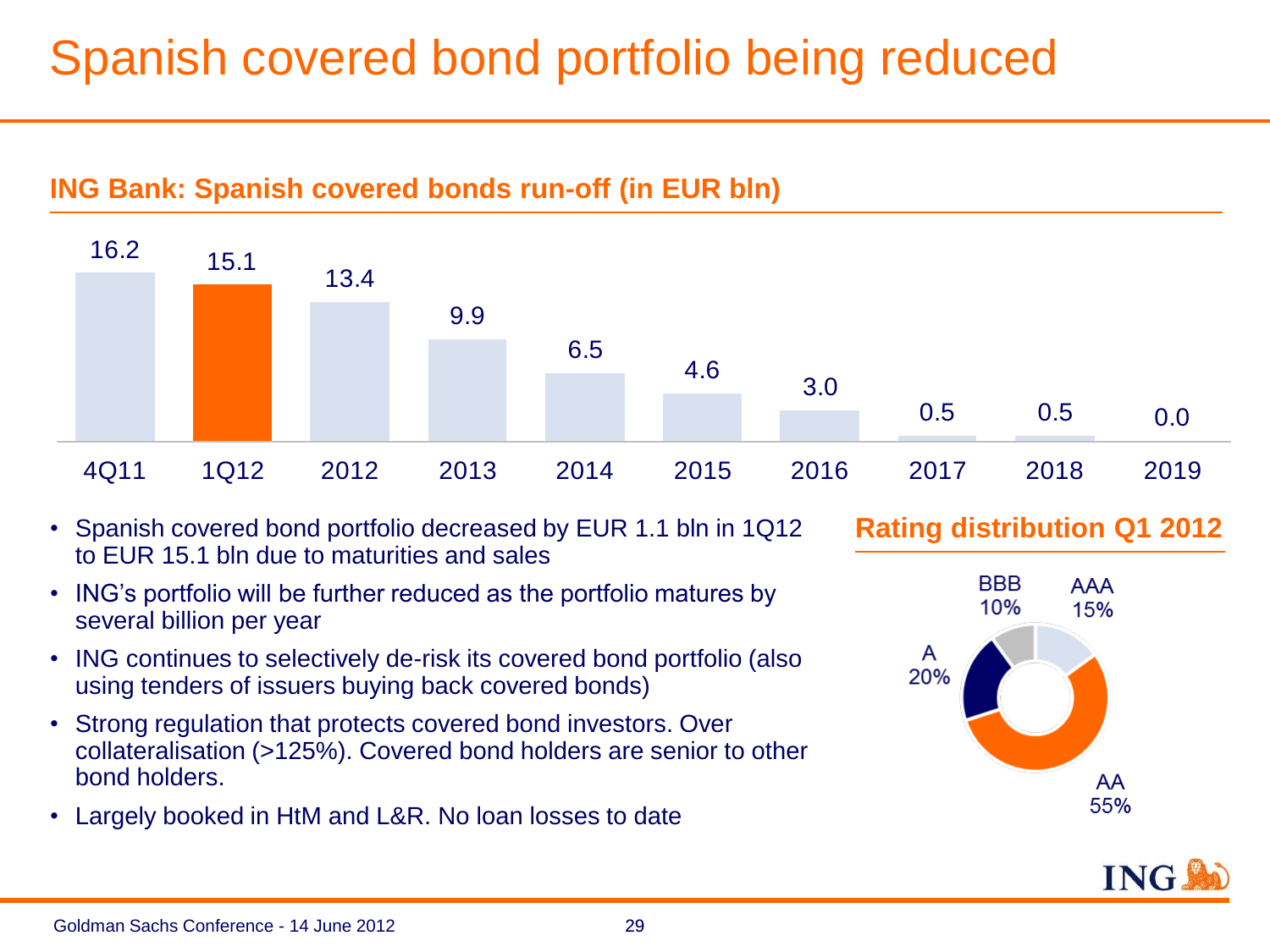# Spanish covered bond portfolio being reduced

## ING Bank: Spanish covered bonds run-off (in EUR bln)

| 4Q11 | 1Q12 | 2012 | 2013 | 2014 | 2015 | 2016 | 2017 | 2018 | 2019 |
|---|---|---|---|---|---|---|---|---|---|
| 16.2 | 15.1 | 13.4 | 9.9 | 6.5 | 4.6 | 3.0 | 0.5 | 0.5 | 0.0 |

- Spanish covered bond portfolio decreased by EUR 1.1 bln in 1Q12 to EUR 15.1 bln due to maturities and sales
- ING's portfolio will be further reduced as the portfolio matures by several billion per year
- ING continues to selectively de-risk its covered bond portfolio (also using tenders of issuers buying back covered bonds)
- Strong regulation that protects covered bond investors. Over collateralisation (>125%). Covered bond holders are senior to other bond holders.
- Largely booked in HtM and L&R. No loan losses to date

## Rating distribution Q1 2012

| Rating | Share |
|---|---|
| AAA | 15% |
| AA | 55% |
| A | 20% |
| BBB | 10% |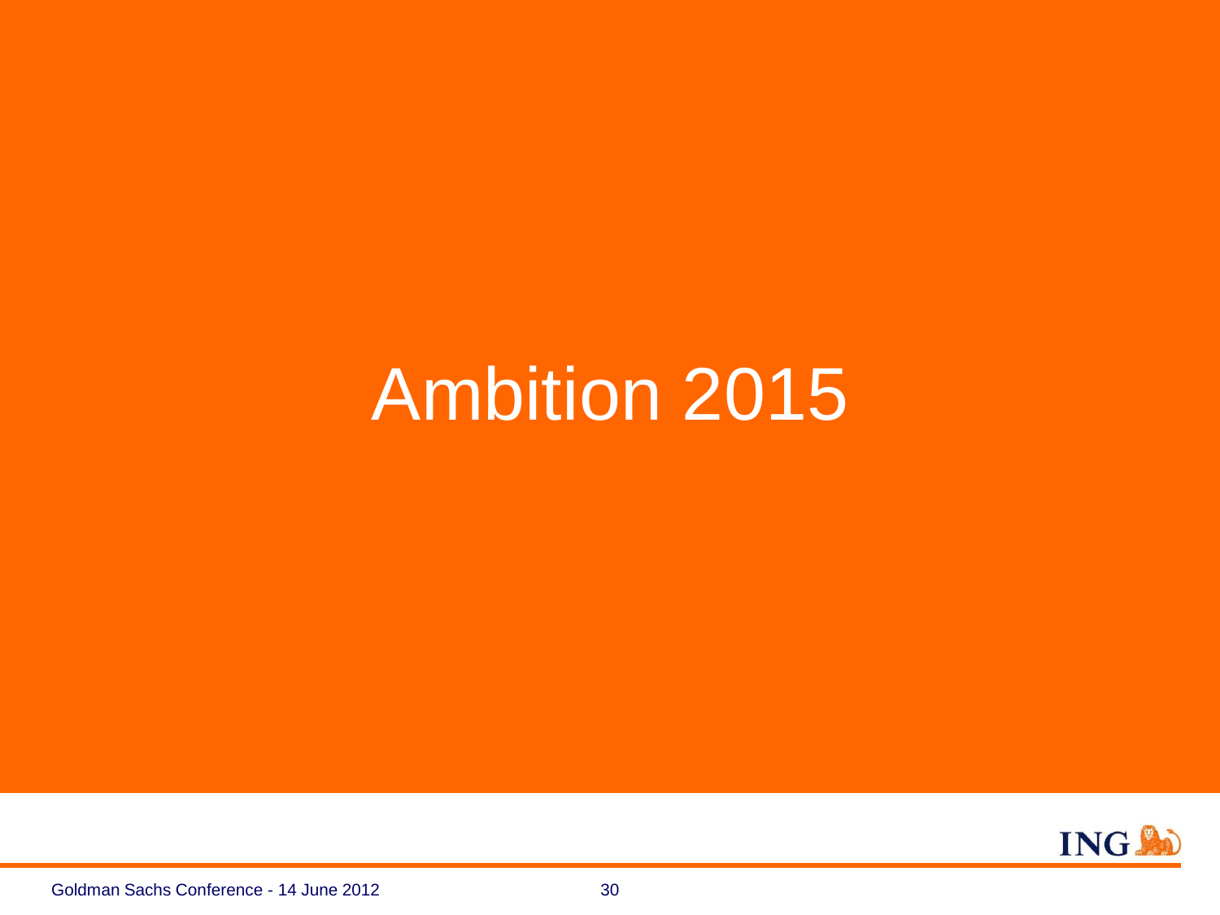# Ambition 2015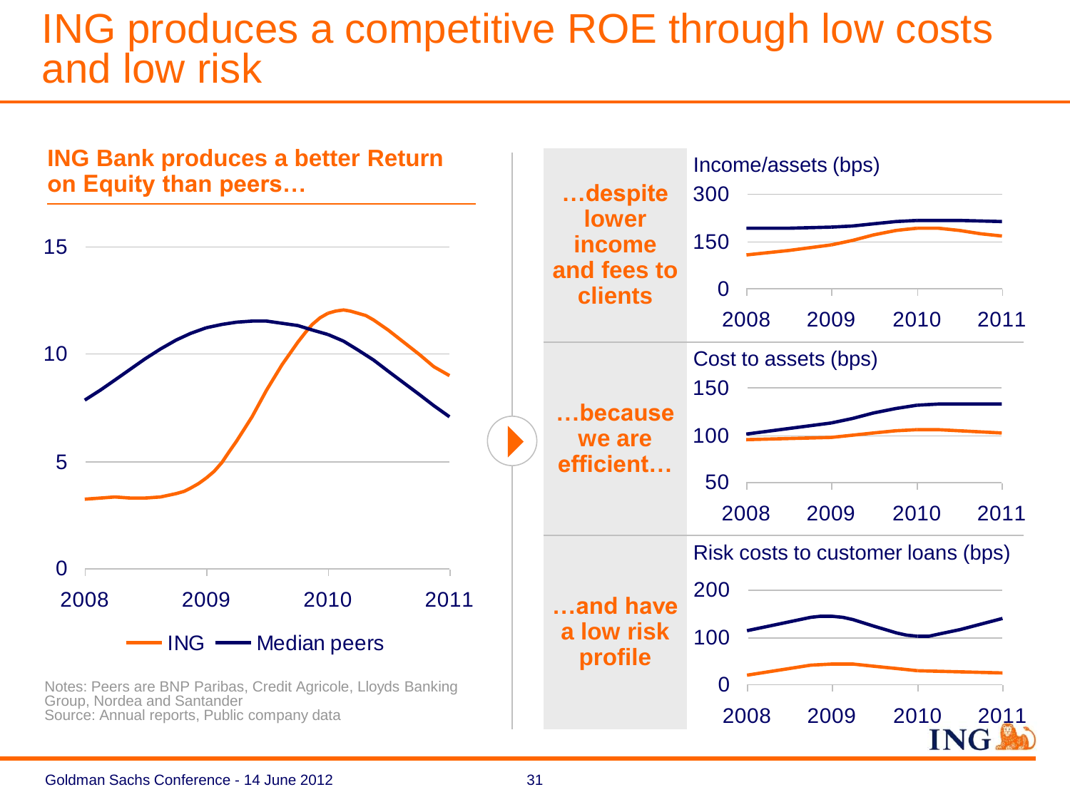# ING produces a competitive ROE through low costs and low risk

**ING Bank produces a better Return on Equity than peers…**

15

10

5

0

2008 2009 2010 2011

ING — Median peers

Notes: Peers are BNP Paribas, Credit Agricole, Lloyds Banking Group, Nordea and Santander
Source: Annual reports, Public company data

**…despite lower income and fees to clients**

Income/assets (bps)

300

150

0

2008 2009 2010 2011

**…because we are efficient…**

Cost to assets (bps)

150

100

50

2008 2009 2010 2011

**…and have a low risk profile**

Risk costs to customer loans (bps)

200

100

0

2008 2009 2010 2011

Goldman Sachs Conference - 14 June 2012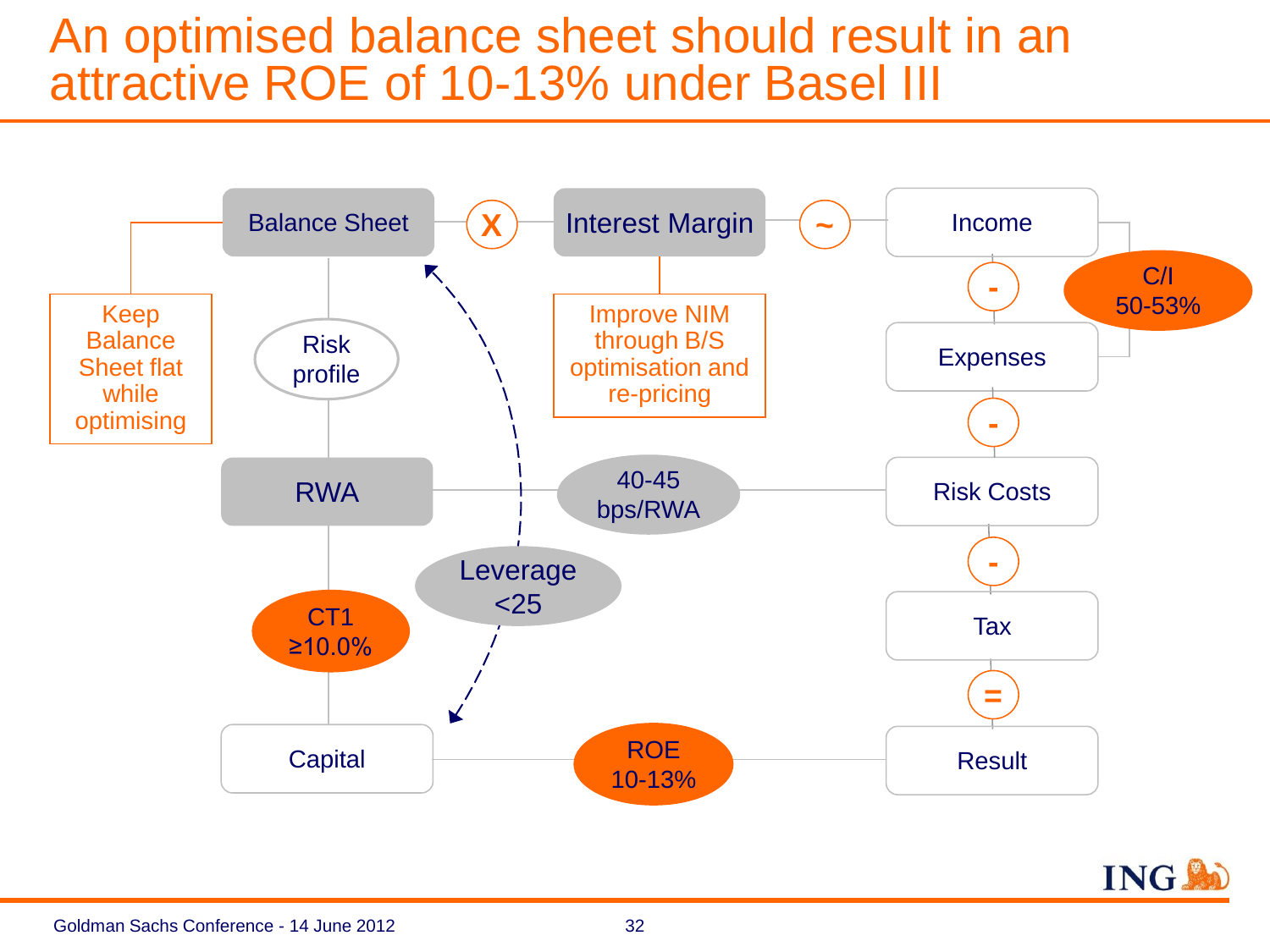# An optimised balance sheet should result in an attractive ROE of 10-13% under Basel III

Balance Sheet **X** Interest Margin **~** Income

Keep Balance Sheet flat while optimising

Improve NIM through B/S optimisation and re-pricing

Risk profile

Income **-** Expenses — C/I 50-53%

Expenses **-** Risk Costs

RWA — 40-45 bps/RWA — Risk Costs

Leverage <25

CT1 ≥10.0%

Risk Costs **-** Tax **=** Result

Capital — ROE 10-13% — Result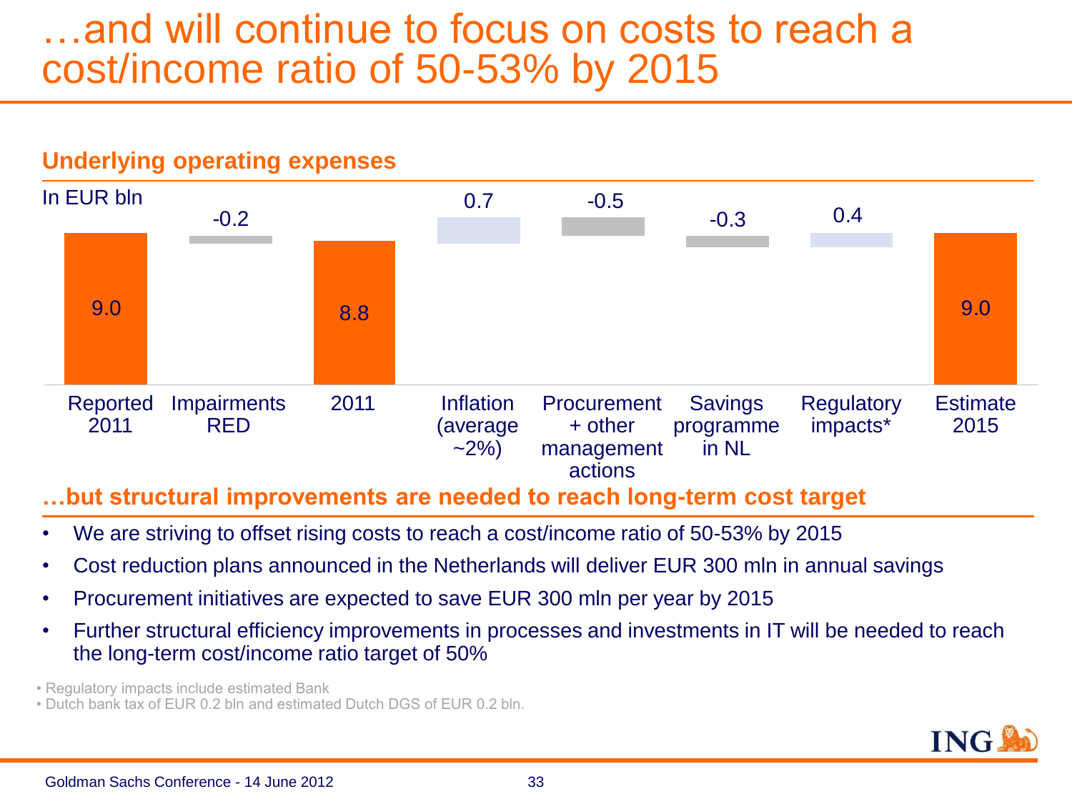# …and will continue to focus on costs to reach a cost/income ratio of 50-53% by 2015

## Underlying operating expenses

In EUR bln

| Reported 2011 | Impairments RED | 2011 | Inflation (average ~2%) | Procurement + other management actions | Savings programme in NL | Regulatory impacts* | Estimate 2015 |
|---|---|---|---|---|---|---|---|
| 9.0 | -0.2 | 8.8 | 0.7 | -0.5 | -0.3 | 0.4 | 9.0 |

## …but structural improvements are needed to reach long-term cost target

- We are striving to offset rising costs to reach a cost/income ratio of 50-53% by 2015
- Cost reduction plans announced in the Netherlands will deliver EUR 300 mln in annual savings
- Procurement initiatives are expected to save EUR 300 mln per year by 2015
- Further structural efficiency improvements in processes and investments in IT will be needed to reach the long-term cost/income ratio target of 50%

• Regulatory impacts include estimated Bank
• Dutch bank tax of EUR 0.2 bln and estimated Dutch DGS of EUR 0.2 bln.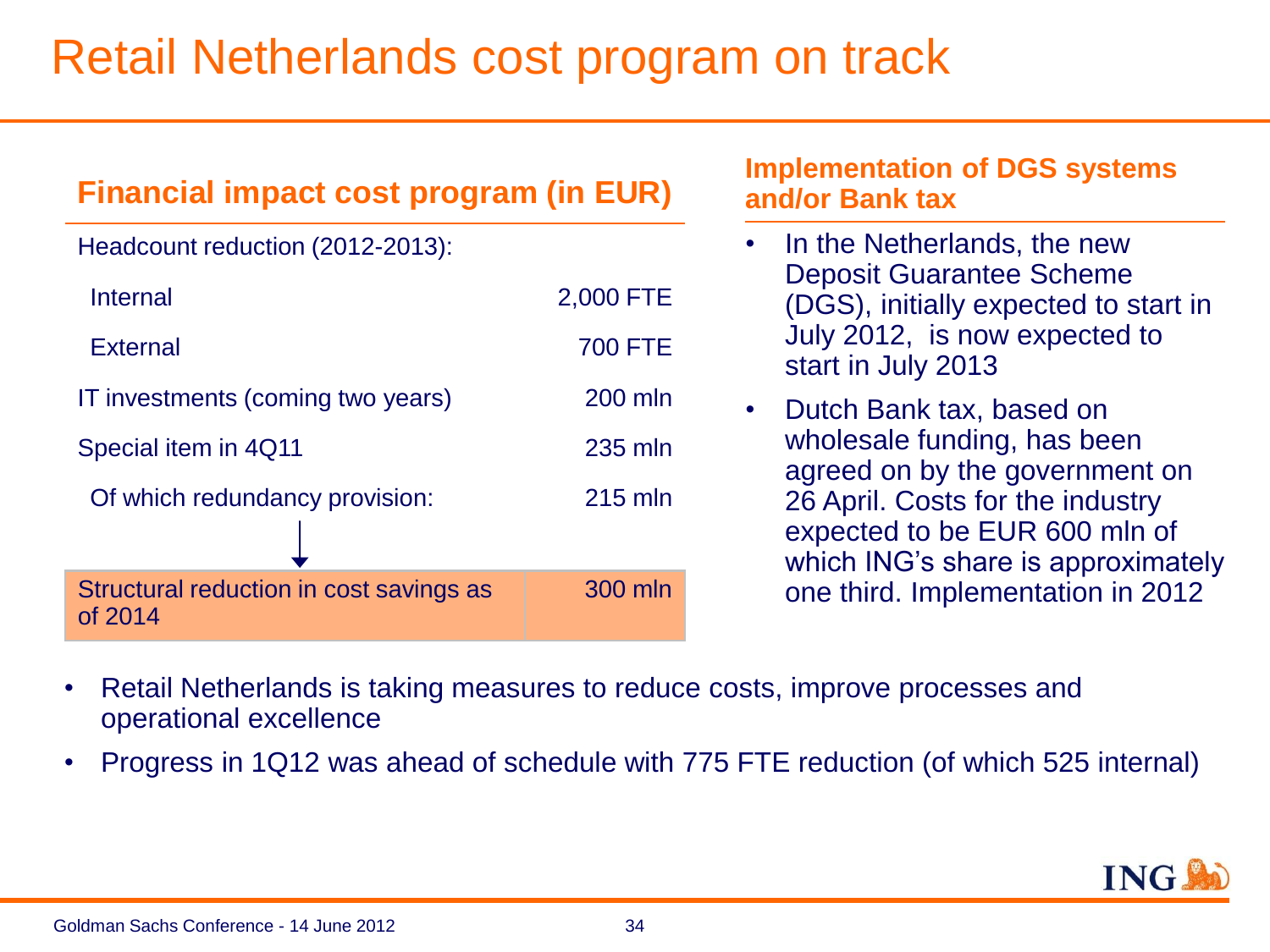# Retail Netherlands cost program on track

## Financial impact cost program (in EUR)

| | |
|---|---|
| Headcount reduction (2012-2013): | |
| Internal | 2,000 FTE |
| External | 700 FTE |
| IT investments (coming two years) | 200 mln |
| Special item in 4Q11 | 235 mln |
| Of which redundancy provision: | 215 mln |
| Structural reduction in cost savings as of 2014 | 300 mln |

## Implementation of DGS systems and/or Bank tax

- In the Netherlands, the new Deposit Guarantee Scheme (DGS), initially expected to start in July 2012, is now expected to start in July 2013
- Dutch Bank tax, based on wholesale funding, has been agreed on by the government on 26 April. Costs for the industry expected to be EUR 600 mln of which ING's share is approximately one third. Implementation in 2012

- Retail Netherlands is taking measures to reduce costs, improve processes and operational excellence
- Progress in 1Q12 was ahead of schedule with 775 FTE reduction (of which 525 internal)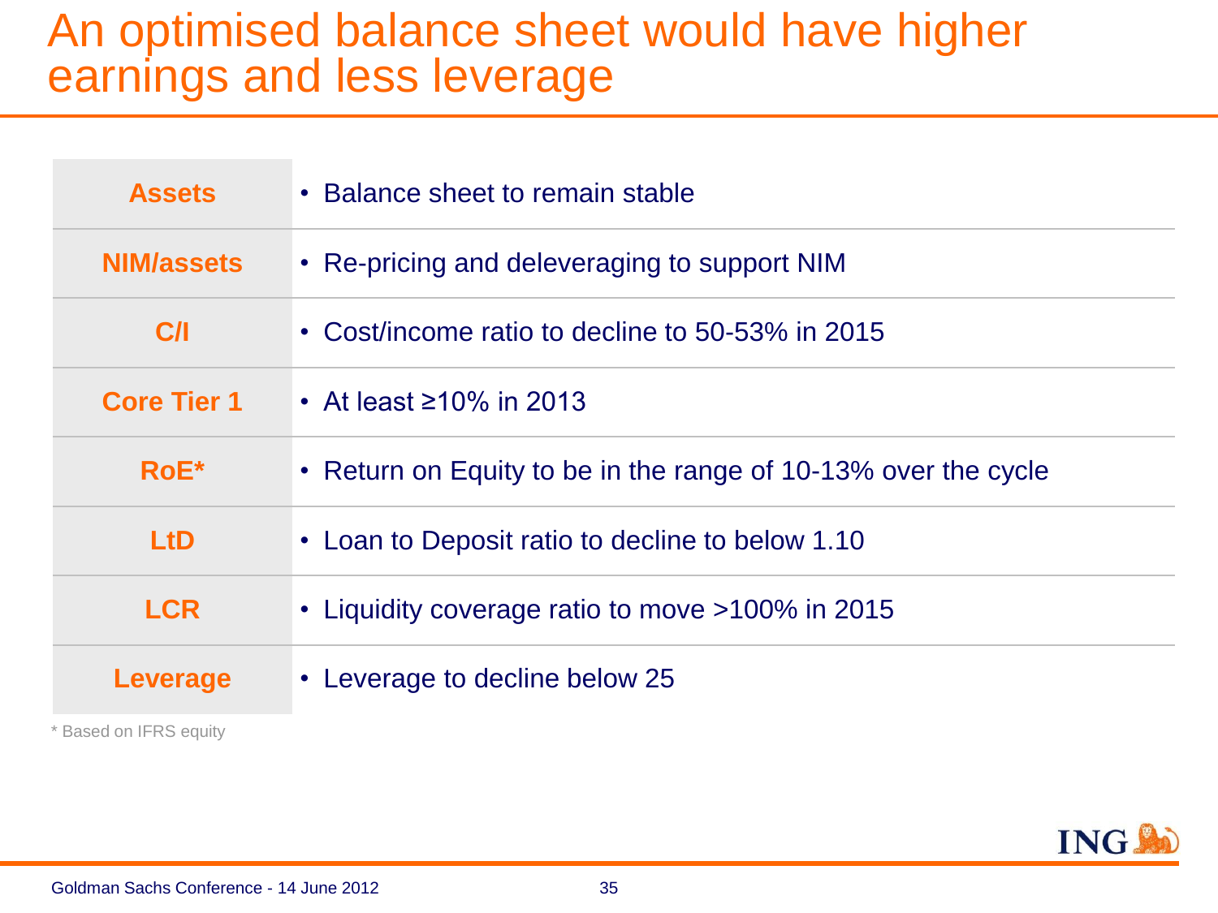# An optimised balance sheet would have higher earnings and less leverage

| | |
|---|---|
| **Assets** | • Balance sheet to remain stable |
| **NIM/assets** | • Re-pricing and deleveraging to support NIM |
| **C/I** | • Cost/income ratio to decline to 50-53% in 2015 |
| **Core Tier 1** | • At least ≥10% in 2013 |
| **RoE*** | • Return on Equity to be in the range of 10-13% over the cycle |
| **LtD** | • Loan to Deposit ratio to decline to below 1.10 |
| **LCR** | • Liquidity coverage ratio to move >100% in 2015 |
| **Leverage** | • Leverage to decline below 25 |

\* Based on IFRS equity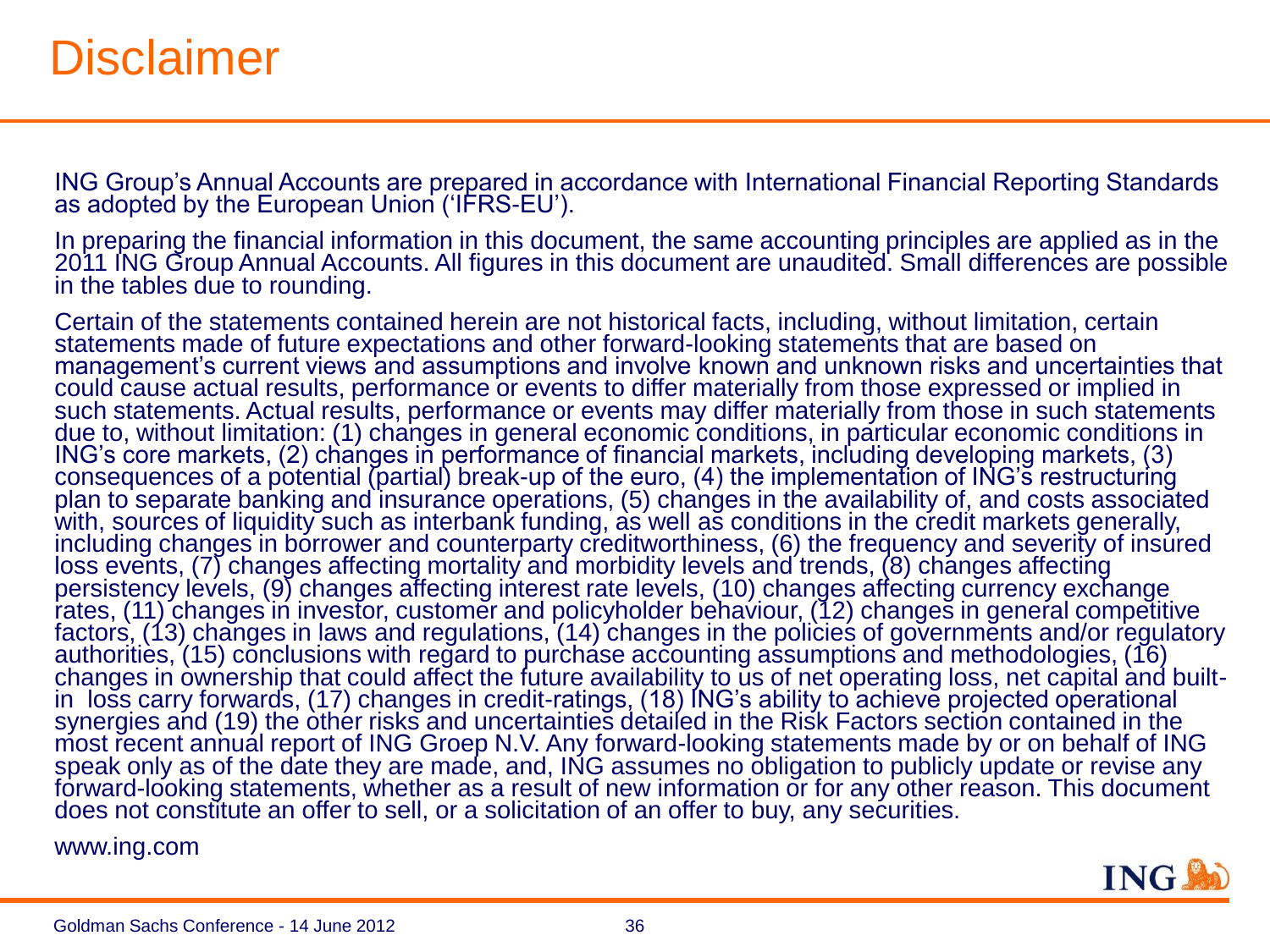# Disclaimer

ING Group's Annual Accounts are prepared in accordance with International Financial Reporting Standards as adopted by the European Union ('IFRS-EU').

In preparing the financial information in this document, the same accounting principles are applied as in the 2011 ING Group Annual Accounts. All figures in this document are unaudited. Small differences are possible in the tables due to rounding.

Certain of the statements contained herein are not historical facts, including, without limitation, certain statements made of future expectations and other forward-looking statements that are based on management's current views and assumptions and involve known and unknown risks and uncertainties that could cause actual results, performance or events to differ materially from those expressed or implied in such statements. Actual results, performance or events may differ materially from those in such statements due to, without limitation: (1) changes in general economic conditions, in particular economic conditions in ING's core markets, (2) changes in performance of financial markets, including developing markets, (3) consequences of a potential (partial) break-up of the euro, (4) the implementation of ING's restructuring plan to separate banking and insurance operations, (5) changes in the availability of, and costs associated with, sources of liquidity such as interbank funding, as well as conditions in the credit markets generally, including changes in borrower and counterparty creditworthiness, (6) the frequency and severity of insured loss events, (7) changes affecting mortality and morbidity levels and trends, (8) changes affecting persistency levels, (9) changes affecting interest rate levels, (10) changes affecting currency exchange rates, (11) changes in investor, customer and policyholder behaviour, (12) changes in general competitive factors, (13) changes in laws and regulations, (14) changes in the policies of governments and/or regulatory authorities, (15) conclusions with regard to purchase accounting assumptions and methodologies, (16) changes in ownership that could affect the future availability to us of net operating loss, net capital and built-in loss carry forwards, (17) changes in credit-ratings, (18) ING's ability to achieve projected operational synergies and (19) the other risks and uncertainties detailed in the Risk Factors section contained in the most recent annual report of ING Groep N.V. Any forward-looking statements made by or on behalf of ING speak only as of the date they are made, and, ING assumes no obligation to publicly update or revise any forward-looking statements, whether as a result of new information or for any other reason. This document does not constitute an offer to sell, or a solicitation of an offer to buy, any securities.

www.ing.com